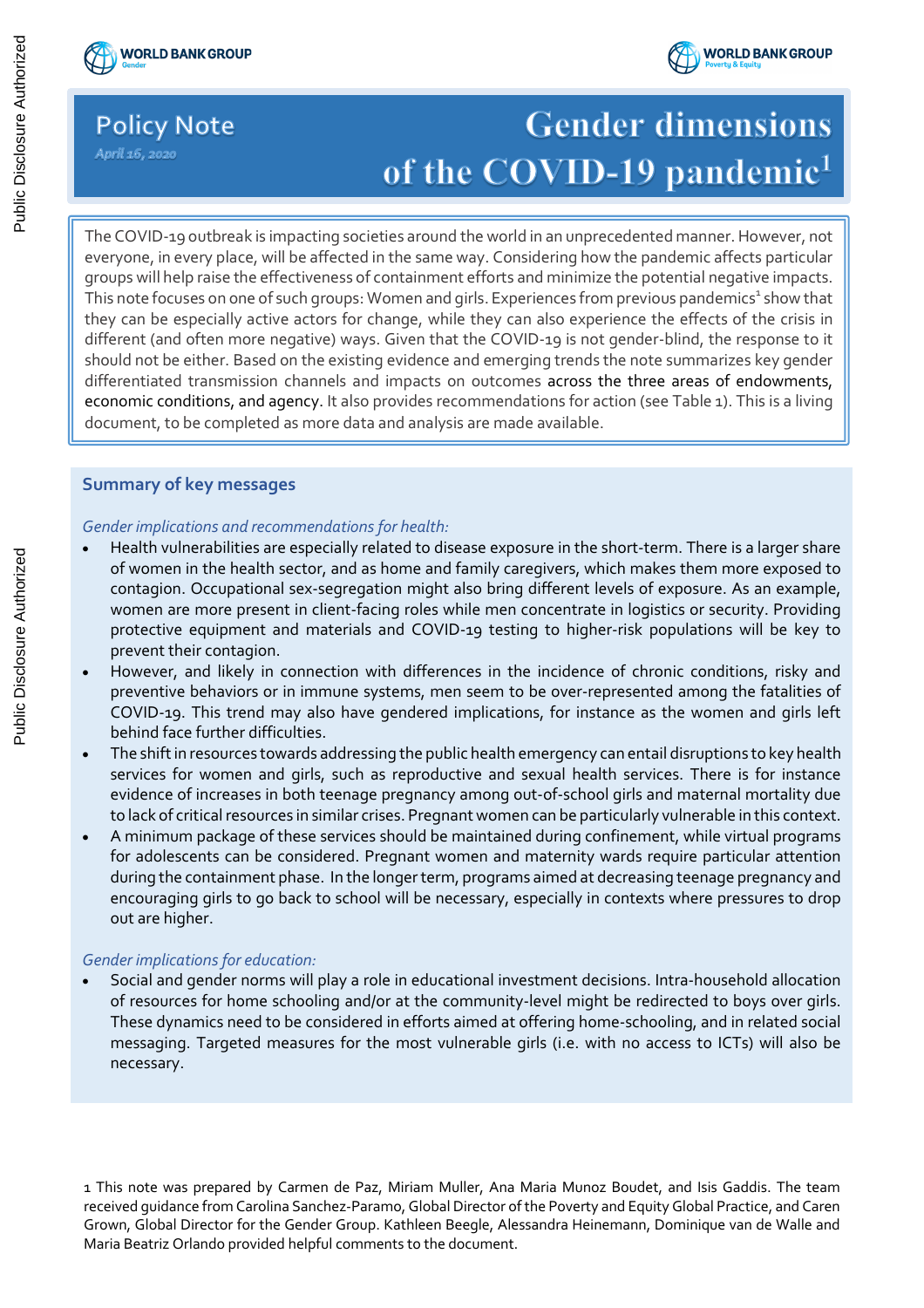WORLD BANK GROUP Gender

WORLD BANK GROUP Poverty & Equity

Policy Note

*April 16, 2020*

# Gender dimensions of the COVID-19 pandemic[1]

The COVID-19 outbreak is impacting societies around the world in an unprecedented manner. However, not everyone, in every place, will be affected in the same way. Considering how the pandemic affects particular groups will help raise the effectiveness of containment efforts and minimize the potential negative impacts. This note focuses on one of such groups: Women and girls. Experiences from previous pandemics[1] show that they can be especially active actors for change, while they can also experience the effects of the crisis in different (and often more negative) ways. Given that the COVID-19 is not gender-blind, the response to it should not be either. Based on the existing evidence and emerging trends the note summarizes key gender differentiated transmission channels and impacts on outcomes across the three areas of endowments, economic conditions, and agency. It also provides recommendations for action (see Table 1). This is a living document, to be completed as more data and analysis are made available.

## Summary of key messages

*Gender implications and recommendations for health:*

- Health vulnerabilities are especially related to disease exposure in the short-term. There is a larger share of women in the health sector, and as home and family caregivers, which makes them more exposed to contagion. Occupational sex-segregation might also bring different levels of exposure. As an example, women are more present in client-facing roles while men concentrate in logistics or security. Providing protective equipment and materials and COVID-19 testing to higher-risk populations will be key to prevent their contagion.
- However, and likely in connection with differences in the incidence of chronic conditions, risky and preventive behaviors or in immune systems, men seem to be over-represented among the fatalities of COVID-19. This trend may also have gendered implications, for instance as the women and girls left behind face further difficulties.
- The shift in resources towards addressing the public health emergency can entail disruptions to key health services for women and girls, such as reproductive and sexual health services. There is for instance evidence of increases in both teenage pregnancy among out-of-school girls and maternal mortality due to lack of critical resources in similar crises. Pregnant women can be particularly vulnerable in this context.
- A minimum package of these services should be maintained during confinement, while virtual programs for adolescents can be considered. Pregnant women and maternity wards require particular attention during the containment phase. In the longer term, programs aimed at decreasing teenage pregnancy and encouraging girls to go back to school will be necessary, especially in contexts where pressures to drop out are higher.

*Gender implications for education:*

- Social and gender norms will play a role in educational investment decisions. Intra-household allocation of resources for home schooling and/or at the community-level might be redirected to boys over girls. These dynamics need to be considered in efforts aimed at offering home-schooling, and in related social messaging. Targeted measures for the most vulnerable girls (i.e. with no access to ICTs) will also be necessary.

1 This note was prepared by Carmen de Paz, Miriam Muller, Ana Maria Munoz Boudet, and Isis Gaddis. The team received guidance from Carolina Sanchez-Paramo, Global Director of the Poverty and Equity Global Practice, and Caren Grown, Global Director for the Gender Group. Kathleen Beegle, Alessandra Heinemann, Dominique van de Walle and Maria Beatriz Orlando provided helpful comments to the document.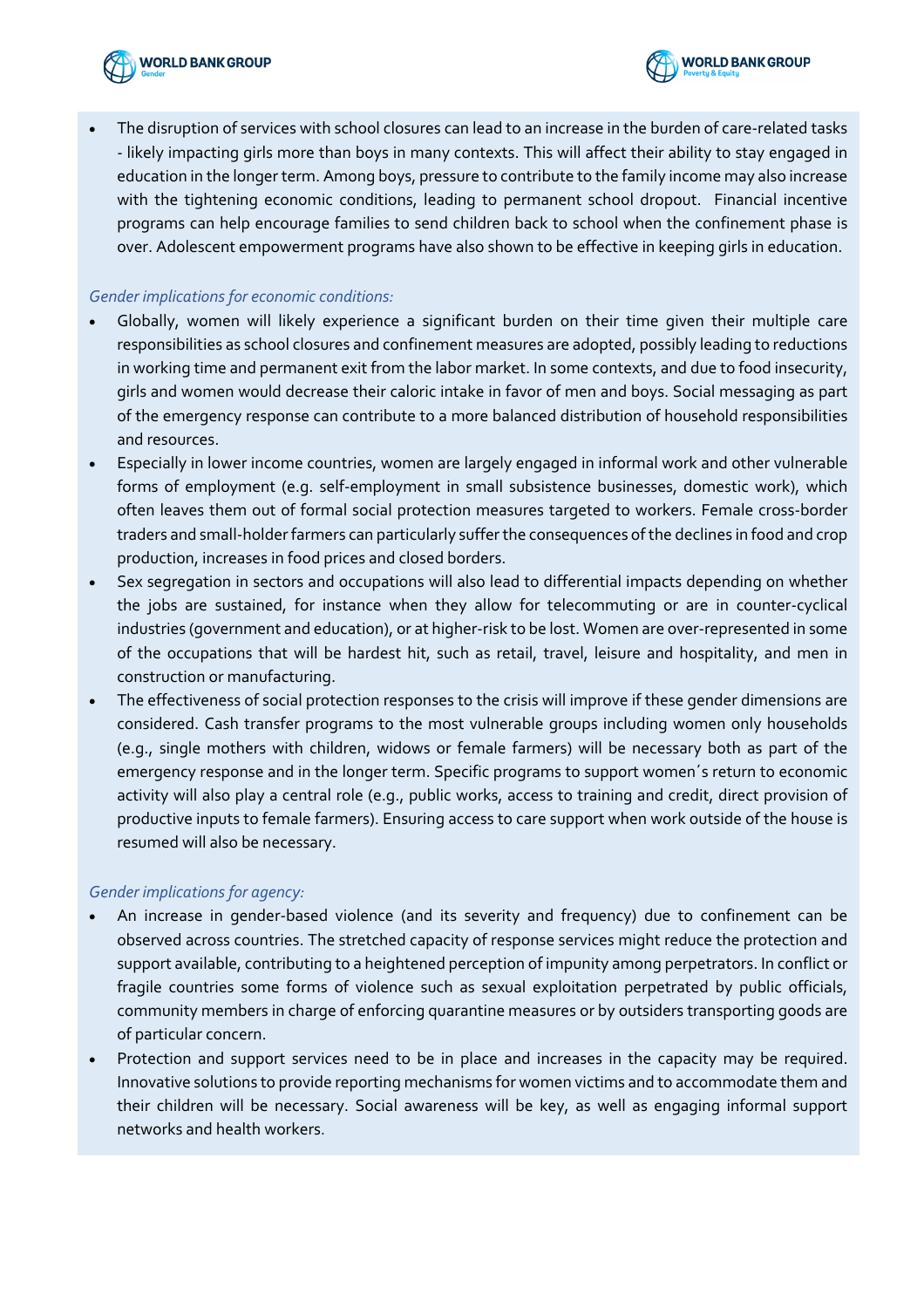- The disruption of services with school closures can lead to an increase in the burden of care-related tasks - likely impacting girls more than boys in many contexts. This will affect their ability to stay engaged in education in the longer term. Among boys, pressure to contribute to the family income may also increase with the tightening economic conditions, leading to permanent school dropout. Financial incentive programs can help encourage families to send children back to school when the confinement phase is over. Adolescent empowerment programs have also shown to be effective in keeping girls in education.

*Gender implications for economic conditions:*

- Globally, women will likely experience a significant burden on their time given their multiple care responsibilities as school closures and confinement measures are adopted, possibly leading to reductions in working time and permanent exit from the labor market. In some contexts, and due to food insecurity, girls and women would decrease their caloric intake in favor of men and boys. Social messaging as part of the emergency response can contribute to a more balanced distribution of household responsibilities and resources.
- Especially in lower income countries, women are largely engaged in informal work and other vulnerable forms of employment (e.g. self-employment in small subsistence businesses, domestic work), which often leaves them out of formal social protection measures targeted to workers. Female cross-border traders and small-holder farmers can particularly suffer the consequences of the declines in food and crop production, increases in food prices and closed borders.
- Sex segregation in sectors and occupations will also lead to differential impacts depending on whether the jobs are sustained, for instance when they allow for telecommuting or are in counter-cyclical industries (government and education), or at higher-risk to be lost. Women are over-represented in some of the occupations that will be hardest hit, such as retail, travel, leisure and hospitality, and men in construction or manufacturing.
- The effectiveness of social protection responses to the crisis will improve if these gender dimensions are considered. Cash transfer programs to the most vulnerable groups including women only households (e.g., single mothers with children, widows or female farmers) will be necessary both as part of the emergency response and in the longer term. Specific programs to support women´s return to economic activity will also play a central role (e.g., public works, access to training and credit, direct provision of productive inputs to female farmers). Ensuring access to care support when work outside of the house is resumed will also be necessary.

*Gender implications for agency:*

- An increase in gender-based violence (and its severity and frequency) due to confinement can be observed across countries. The stretched capacity of response services might reduce the protection and support available, contributing to a heightened perception of impunity among perpetrators. In conflict or fragile countries some forms of violence such as sexual exploitation perpetrated by public officials, community members in charge of enforcing quarantine measures or by outsiders transporting goods are of particular concern.
- Protection and support services need to be in place and increases in the capacity may be required. Innovative solutions to provide reporting mechanisms for women victims and to accommodate them and their children will be necessary. Social awareness will be key, as well as engaging informal support networks and health workers.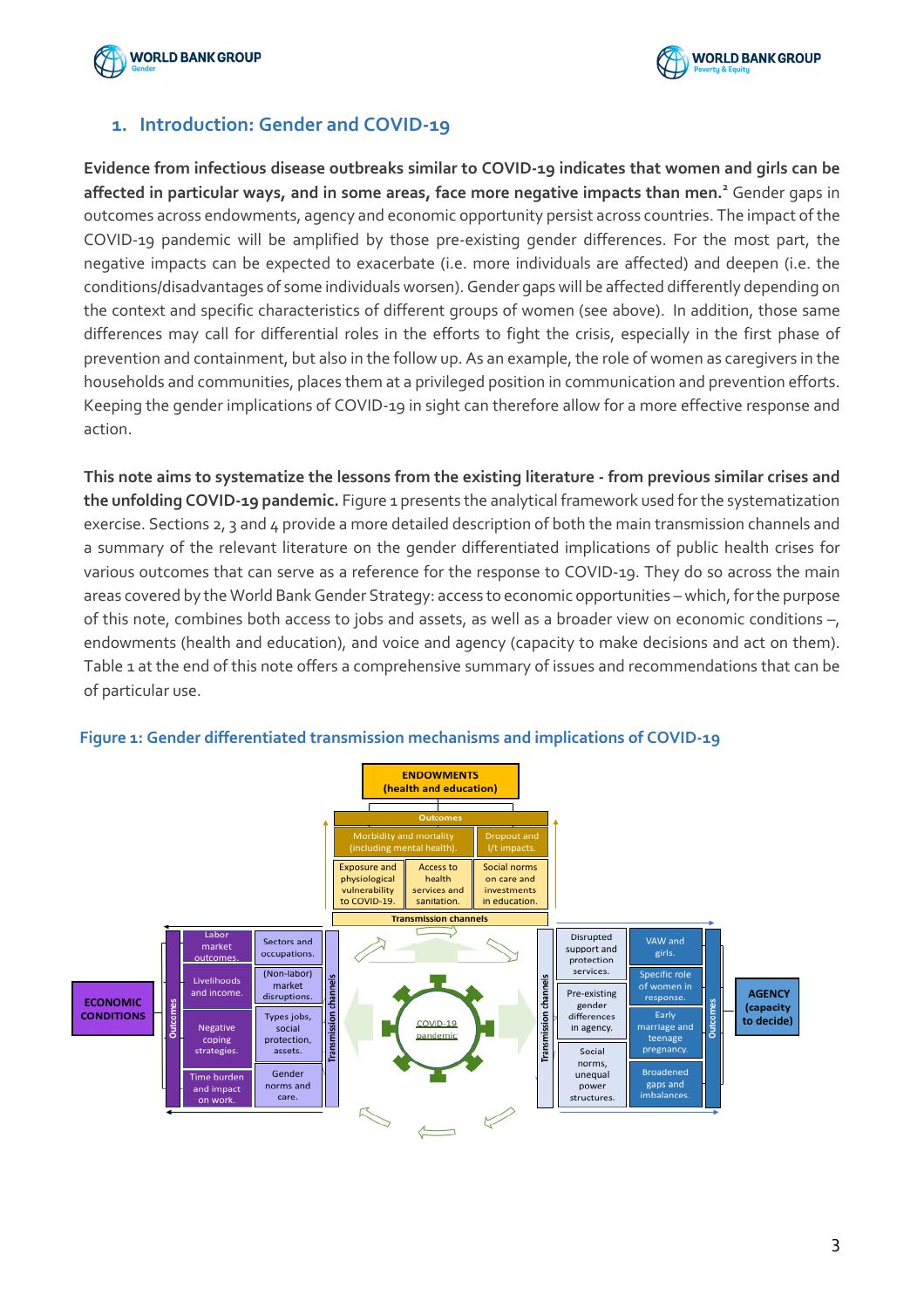## 1. Introduction: Gender and COVID-19

**Evidence from infectious disease outbreaks similar to COVID-19 indicates that women and girls can be affected in particular ways, and in some areas, face more negative impacts than men.**[2] Gender gaps in outcomes across endowments, agency and economic opportunity persist across countries. The impact of the COVID-19 pandemic will be amplified by those pre-existing gender differences. For the most part, the negative impacts can be expected to exacerbate (i.e. more individuals are affected) and deepen (i.e. the conditions/disadvantages of some individuals worsen). Gender gaps will be affected differently depending on the context and specific characteristics of different groups of women (see above). In addition, those same differences may call for differential roles in the efforts to fight the crisis, especially in the first phase of prevention and containment, but also in the follow up. As an example, the role of women as caregivers in the households and communities, places them at a privileged position in communication and prevention efforts. Keeping the gender implications of COVID-19 in sight can therefore allow for a more effective response and action.

**This note aims to systematize the lessons from the existing literature - from previous similar crises and the unfolding COVID-19 pandemic.** Figure 1 presents the analytical framework used for the systematization exercise. Sections 2, 3 and 4 provide a more detailed description of both the main transmission channels and a summary of the relevant literature on the gender differentiated implications of public health crises for various outcomes that can serve as a reference for the response to COVID-19. They do so across the main areas covered by the World Bank Gender Strategy: access to economic opportunities – which, for the purpose of this note, combines both access to jobs and assets, as well as a broader view on economic conditions –, endowments (health and education), and voice and agency (capacity to make decisions and act on them). Table 1 at the end of this note offers a comprehensive summary of issues and recommendations that can be of particular use.

**Figure 1: Gender differentiated transmission mechanisms and implications of COVID-19**

**ENDOWMENTS (health and education)**

- Outcomes: Morbidity and mortality (including mental health). Dropout and l/t impacts.
- Transmission channels: Exposure and physiological vulnerability to COVID-19. Access to health services and sanitation. Social norms on care and investments in education.

**ECONOMIC CONDITIONS**

- Outcomes: Labor market outcomes. Livelihoods and income. Negative coping strategies. Time burden and impact on work.
- Transmission channels: Sectors and occupations. (Non-labor) market disruptions. Types jobs, social protection, assets. Gender norms and care.

**AGENCY (capacity to decide)**

- Transmission channels: Disrupted support and protection services. Pre-existing gender differences in agency. Social norms, unequal power structures.
- Outcomes: VAW and girls. Specific role of women in response. Early marriage and teenage pregnancy. Broadened gaps and imbalances.

COVID-19 pandemic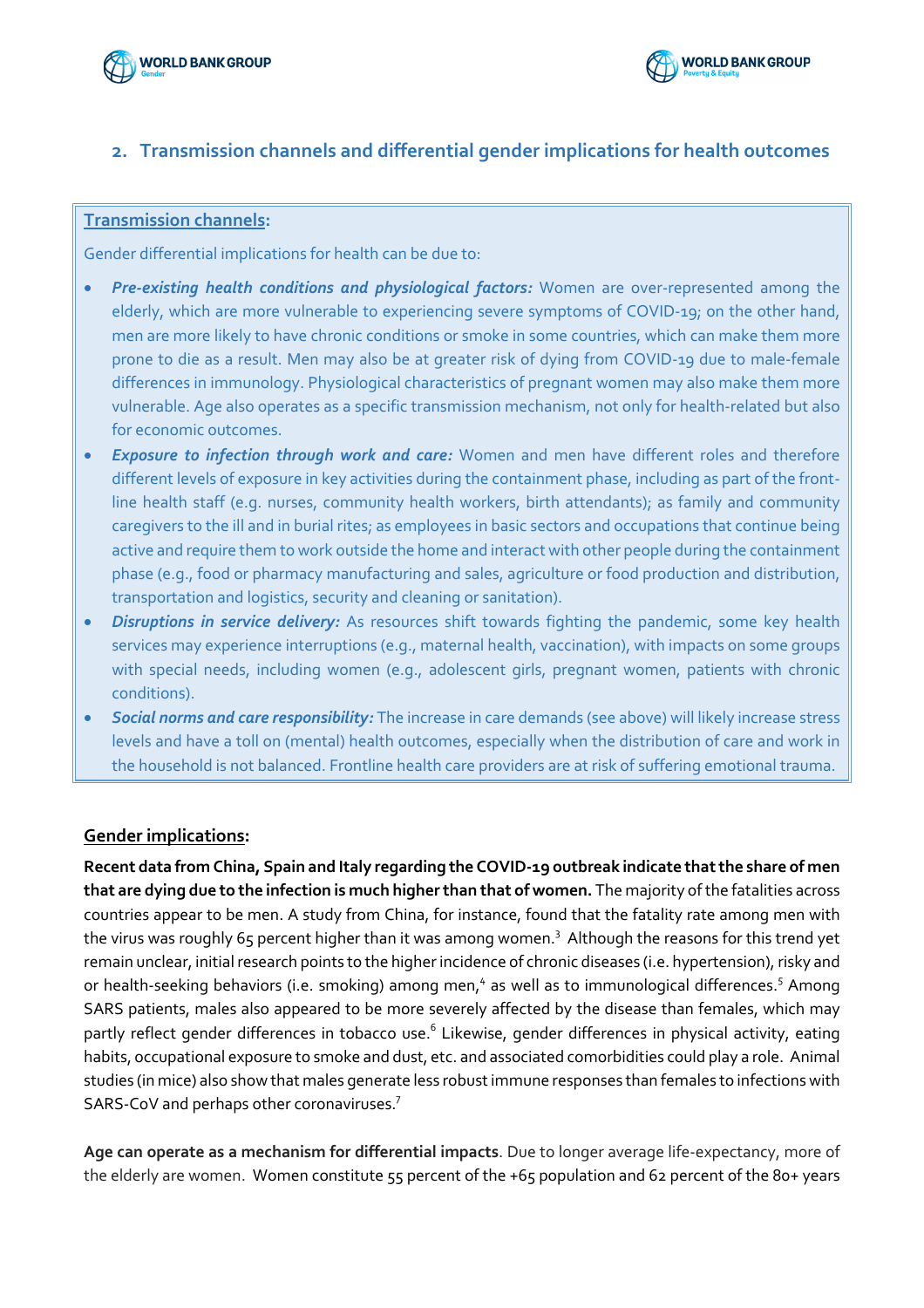## 2. Transmission channels and differential gender implications for health outcomes

**Transmission channels:**

Gender differential implications for health can be due to:

- ***Pre-existing health conditions and physiological factors:*** Women are over-represented among the elderly, which are more vulnerable to experiencing severe symptoms of COVID-19; on the other hand, men are more likely to have chronic conditions or smoke in some countries, which can make them more prone to die as a result. Men may also be at greater risk of dying from COVID-19 due to male-female differences in immunology. Physiological characteristics of pregnant women may also make them more vulnerable. Age also operates as a specific transmission mechanism, not only for health-related but also for economic outcomes.
- ***Exposure to infection through work and care:*** Women and men have different roles and therefore different levels of exposure in key activities during the containment phase, including as part of the front-line health staff (e.g. nurses, community health workers, birth attendants); as family and community caregivers to the ill and in burial rites; as employees in basic sectors and occupations that continue being active and require them to work outside the home and interact with other people during the containment phase (e.g., food or pharmacy manufacturing and sales, agriculture or food production and distribution, transportation and logistics, security and cleaning or sanitation).
- ***Disruptions in service delivery:*** As resources shift towards fighting the pandemic, some key health services may experience interruptions (e.g., maternal health, vaccination), with impacts on some groups with special needs, including women (e.g., adolescent girls, pregnant women, patients with chronic conditions).
- ***Social norms and care responsibility:*** The increase in care demands (see above) will likely increase stress levels and have a toll on (mental) health outcomes, especially when the distribution of care and work in the household is not balanced. Frontline health care providers are at risk of suffering emotional trauma.

**Gender implications:**

**Recent data from China, Spain and Italy regarding the COVID-19 outbreak indicate that the share of men that are dying due to the infection is much higher than that of women.** The majority of the fatalities across countries appear to be men. A study from China, for instance, found that the fatality rate among men with the virus was roughly 65 percent higher than it was among women.[3] Although the reasons for this trend yet remain unclear, initial research points to the higher incidence of chronic diseases (i.e. hypertension), risky and or health-seeking behaviors (i.e. smoking) among men,[4] as well as to immunological differences.[5] Among SARS patients, males also appeared to be more severely affected by the disease than females, which may partly reflect gender differences in tobacco use.[6] Likewise, gender differences in physical activity, eating habits, occupational exposure to smoke and dust, etc. and associated comorbidities could play a role. Animal studies (in mice) also show that males generate less robust immune responses than females to infections with SARS-CoV and perhaps other coronaviruses.[7]

**Age can operate as a mechanism for differential impacts**. Due to longer average life-expectancy, more of the elderly are women. Women constitute 55 percent of the +65 population and 62 percent of the 80+ years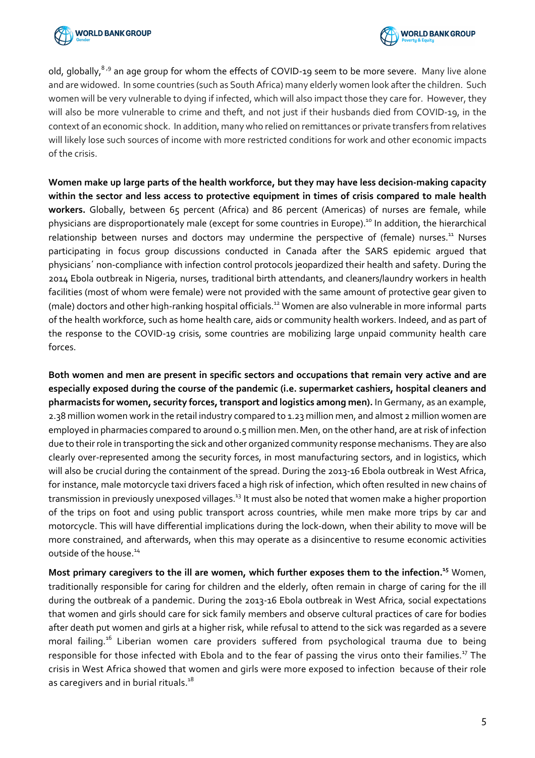old, globally,[8,9] an age group for whom the effects of COVID-19 seem to be more severe. Many live alone and are widowed. In some countries (such as South Africa) many elderly women look after the children. Such women will be very vulnerable to dying if infected, which will also impact those they care for. However, they will also be more vulnerable to crime and theft, and not just if their husbands died from COVID-19, in the context of an economic shock. In addition, many who relied on remittances or private transfers from relatives will likely lose such sources of income with more restricted conditions for work and other economic impacts of the crisis.

**Women make up large parts of the health workforce, but they may have less decision-making capacity within the sector and less access to protective equipment in times of crisis compared to male health workers.** Globally, between 65 percent (Africa) and 86 percent (Americas) of nurses are female, while physicians are disproportionately male (except for some countries in Europe).[10] In addition, the hierarchical relationship between nurses and doctors may undermine the perspective of (female) nurses.[11] Nurses participating in focus group discussions conducted in Canada after the SARS epidemic argued that physicians´ non-compliance with infection control protocols jeopardized their health and safety. During the 2014 Ebola outbreak in Nigeria, nurses, traditional birth attendants, and cleaners/laundry workers in health facilities (most of whom were female) were not provided with the same amount of protective gear given to (male) doctors and other high-ranking hospital officials.[12] Women are also vulnerable in more informal parts of the health workforce, such as home health care, aids or community health workers. Indeed, and as part of the response to the COVID-19 crisis, some countries are mobilizing large unpaid community health care forces.

**Both women and men are present in specific sectors and occupations that remain very active and are especially exposed during the course of the pandemic (i.e. supermarket cashiers, hospital cleaners and pharmacists for women, security forces, transport and logistics among men).** In Germany, as an example, 2.38 million women work in the retail industry compared to 1.23 million men, and almost 2 million women are employed in pharmacies compared to around 0.5 million men. Men, on the other hand, are at risk of infection due to their role in transporting the sick and other organized community response mechanisms. They are also clearly over-represented among the security forces, in most manufacturing sectors, and in logistics, which will also be crucial during the containment of the spread. During the 2013-16 Ebola outbreak in West Africa, for instance, male motorcycle taxi drivers faced a high risk of infection, which often resulted in new chains of transmission in previously unexposed villages.[13] It must also be noted that women make a higher proportion of the trips on foot and using public transport across countries, while men make more trips by car and motorcycle. This will have differential implications during the lock-down, when their ability to move will be more constrained, and afterwards, when this may operate as a disincentive to resume economic activities outside of the house.[14]

**Most primary caregivers to the ill are women, which further exposes them to the infection.[15]** Women, traditionally responsible for caring for children and the elderly, often remain in charge of caring for the ill during the outbreak of a pandemic. During the 2013-16 Ebola outbreak in West Africa, social expectations that women and girls should care for sick family members and observe cultural practices of care for bodies after death put women and girls at a higher risk, while refusal to attend to the sick was regarded as a severe moral failing.[16] Liberian women care providers suffered from psychological trauma due to being responsible for those infected with Ebola and to the fear of passing the virus onto their families.[17] The crisis in West Africa showed that women and girls were more exposed to infection because of their role as caregivers and in burial rituals.[18]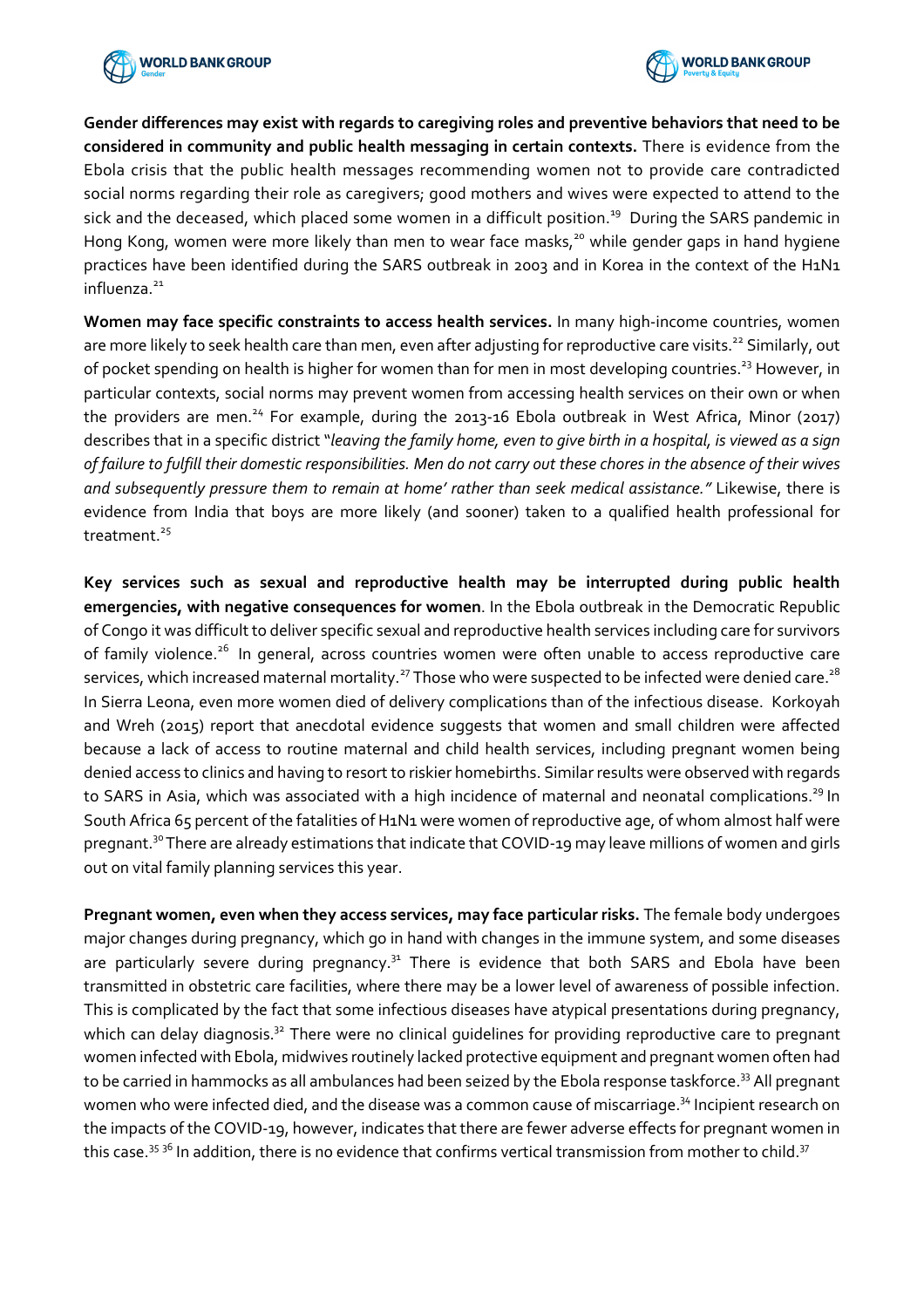**Gender differences may exist with regards to caregiving roles and preventive behaviors that need to be considered in community and public health messaging in certain contexts.** There is evidence from the Ebola crisis that the public health messages recommending women not to provide care contradicted social norms regarding their role as caregivers; good mothers and wives were expected to attend to the sick and the deceased, which placed some women in a difficult position.[19] During the SARS pandemic in Hong Kong, women were more likely than men to wear face masks,[20] while gender gaps in hand hygiene practices have been identified during the SARS outbreak in 2003 and in Korea in the context of the H1N1 influenza.[21]

**Women may face specific constraints to access health services.** In many high-income countries, women are more likely to seek health care than men, even after adjusting for reproductive care visits.[22] Similarly, out of pocket spending on health is higher for women than for men in most developing countries.[23] However, in particular contexts, social norms may prevent women from accessing health services on their own or when the providers are men.[24] For example, during the 2013-16 Ebola outbreak in West Africa, Minor (2017) describes that in a specific district "*leaving the family home, even to give birth in a hospital, is viewed as a sign of failure to fulfill their domestic responsibilities. Men do not carry out these chores in the absence of their wives and subsequently pressure them to remain at home' rather than seek medical assistance."* Likewise, there is evidence from India that boys are more likely (and sooner) taken to a qualified health professional for treatment.[25]

**Key services such as sexual and reproductive health may be interrupted during public health emergencies, with negative consequences for women**. In the Ebola outbreak in the Democratic Republic of Congo it was difficult to deliver specific sexual and reproductive health services including care for survivors of family violence.[26] In general, across countries women were often unable to access reproductive care services, which increased maternal mortality.[27] Those who were suspected to be infected were denied care.[28] In Sierra Leona, even more women died of delivery complications than of the infectious disease. Korkoyah and Wreh (2015) report that anecdotal evidence suggests that women and small children were affected because a lack of access to routine maternal and child health services, including pregnant women being denied access to clinics and having to resort to riskier homebirths. Similar results were observed with regards to SARS in Asia, which was associated with a high incidence of maternal and neonatal complications.[29] In South Africa 65 percent of the fatalities of H1N1 were women of reproductive age, of whom almost half were pregnant.[30] There are already estimations that indicate that COVID-19 may leave millions of women and girls out on vital family planning services this year.

**Pregnant women, even when they access services, may face particular risks.** The female body undergoes major changes during pregnancy, which go in hand with changes in the immune system, and some diseases are particularly severe during pregnancy.[31] There is evidence that both SARS and Ebola have been transmitted in obstetric care facilities, where there may be a lower level of awareness of possible infection. This is complicated by the fact that some infectious diseases have atypical presentations during pregnancy, which can delay diagnosis.[32] There were no clinical guidelines for providing reproductive care to pregnant women infected with Ebola, midwives routinely lacked protective equipment and pregnant women often had to be carried in hammocks as all ambulances had been seized by the Ebola response taskforce.[33] All pregnant women who were infected died, and the disease was a common cause of miscarriage.[34] Incipient research on the impacts of the COVID-19, however, indicates that there are fewer adverse effects for pregnant women in this case.[35] [36] In addition, there is no evidence that confirms vertical transmission from mother to child.[37]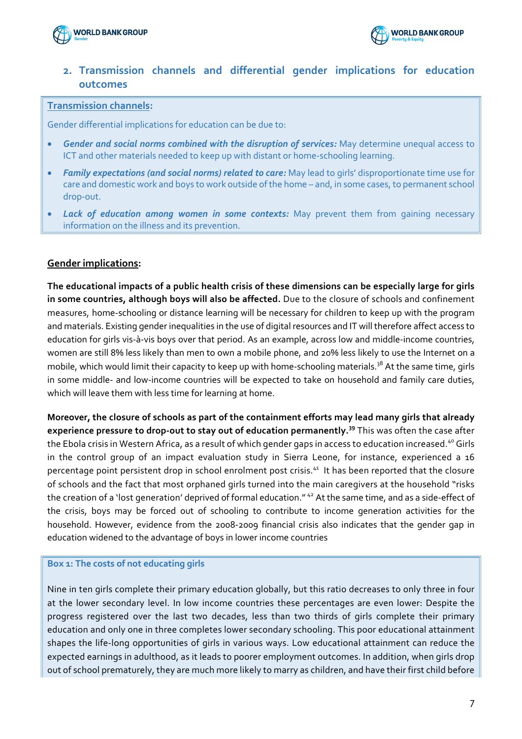## 2. Transmission channels and differential gender implications for education outcomes

**Transmission channels:**

Gender differential implications for education can be due to:

- ***Gender and social norms combined with the disruption of services:*** May determine unequal access to ICT and other materials needed to keep up with distant or home-schooling learning.
- ***Family expectations (and social norms) related to care:*** May lead to girls' disproportionate time use for care and domestic work and boys to work outside of the home – and, in some cases, to permanent school drop-out.
- ***Lack of education among women in some contexts:*** May prevent them from gaining necessary information on the illness and its prevention.

**Gender implications:**

**The educational impacts of a public health crisis of these dimensions can be especially large for girls in some countries, although boys will also be affected.** Due to the closure of schools and confinement measures, home-schooling or distance learning will be necessary for children to keep up with the program and materials. Existing gender inequalities in the use of digital resources and IT will therefore affect access to education for girls vis-à-vis boys over that period. As an example, across low and middle-income countries, women are still 8% less likely than men to own a mobile phone, and 20% less likely to use the Internet on a mobile, which would limit their capacity to keep up with home-schooling materials.[38] At the same time, girls in some middle- and low-income countries will be expected to take on household and family care duties, which will leave them with less time for learning at home.

**Moreover, the closure of schools as part of the containment efforts may lead many girls that already experience pressure to drop-out to stay out of education permanently.[39]** This was often the case after the Ebola crisis in Western Africa, as a result of which gender gaps in access to education increased.[40] Girls in the control group of an impact evaluation study in Sierra Leone, for instance, experienced a 16 percentage point persistent drop in school enrolment post crisis.[41] It has been reported that the closure of schools and the fact that most orphaned girls turned into the main caregivers at the household "risks the creation of a 'lost generation' deprived of formal education." [42] At the same time, and as a side-effect of the crisis, boys may be forced out of schooling to contribute to income generation activities for the household. However, evidence from the 2008-2009 financial crisis also indicates that the gender gap in education widened to the advantage of boys in lower income countries

**Box 1: The costs of not educating girls**

Nine in ten girls complete their primary education globally, but this ratio decreases to only three in four at the lower secondary level. In low income countries these percentages are even lower: Despite the progress registered over the last two decades, less than two thirds of girls complete their primary education and only one in three completes lower secondary schooling. This poor educational attainment shapes the life-long opportunities of girls in various ways. Low educational attainment can reduce the expected earnings in adulthood, as it leads to poorer employment outcomes. In addition, when girls drop out of school prematurely, they are much more likely to marry as children, and have their first child before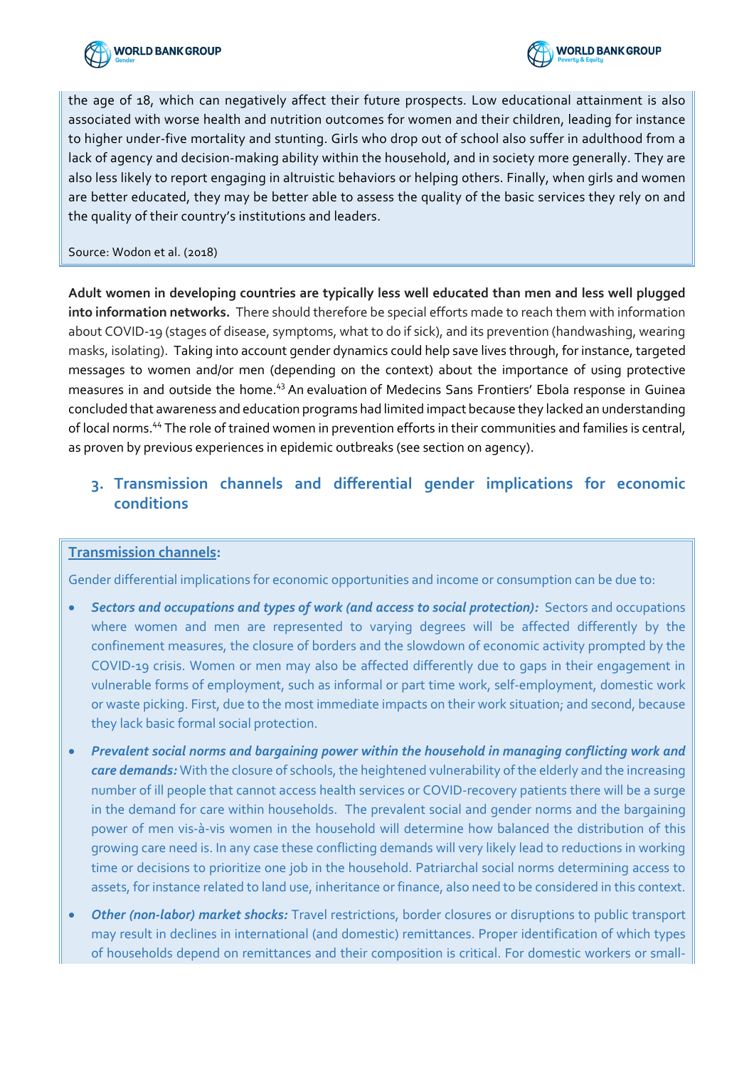the age of 18, which can negatively affect their future prospects. Low educational attainment is also associated with worse health and nutrition outcomes for women and their children, leading for instance to higher under-five mortality and stunting. Girls who drop out of school also suffer in adulthood from a lack of agency and decision-making ability within the household, and in society more generally. They are also less likely to report engaging in altruistic behaviors or helping others. Finally, when girls and women are better educated, they may be better able to assess the quality of the basic services they rely on and the quality of their country's institutions and leaders.

Source: Wodon et al. (2018)

**Adult women in developing countries are typically less well educated than men and less well plugged into information networks.** There should therefore be special efforts made to reach them with information about COVID-19 (stages of disease, symptoms, what to do if sick), and its prevention (handwashing, wearing masks, isolating). Taking into account gender dynamics could help save lives through, for instance, targeted messages to women and/or men (depending on the context) about the importance of using protective measures in and outside the home.[43] An evaluation of Medecins Sans Frontiers' Ebola response in Guinea concluded that awareness and education programs had limited impact because they lacked an understanding of local norms.[44] The role of trained women in prevention efforts in their communities and families is central, as proven by previous experiences in epidemic outbreaks (see section on agency).

## 3. Transmission channels and differential gender implications for economic conditions

**Transmission channels:**

Gender differential implications for economic opportunities and income or consumption can be due to:

- ***Sectors and occupations and types of work (and access to social protection):*** Sectors and occupations where women and men are represented to varying degrees will be affected differently by the confinement measures, the closure of borders and the slowdown of economic activity prompted by the COVID-19 crisis. Women or men may also be affected differently due to gaps in their engagement in vulnerable forms of employment, such as informal or part time work, self-employment, domestic work or waste picking. First, due to the most immediate impacts on their work situation; and second, because they lack basic formal social protection.
- ***Prevalent social norms and bargaining power within the household in managing conflicting work and care demands:*** With the closure of schools, the heightened vulnerability of the elderly and the increasing number of ill people that cannot access health services or COVID-recovery patients there will be a surge in the demand for care within households. The prevalent social and gender norms and the bargaining power of men vis-à-vis women in the household will determine how balanced the distribution of this growing care need is. In any case these conflicting demands will very likely lead to reductions in working time or decisions to prioritize one job in the household. Patriarchal social norms determining access to assets, for instance related to land use, inheritance or finance, also need to be considered in this context.
- ***Other (non-labor) market shocks:*** Travel restrictions, border closures or disruptions to public transport may result in declines in international (and domestic) remittances. Proper identification of which types of households depend on remittances and their composition is critical. For domestic workers or small-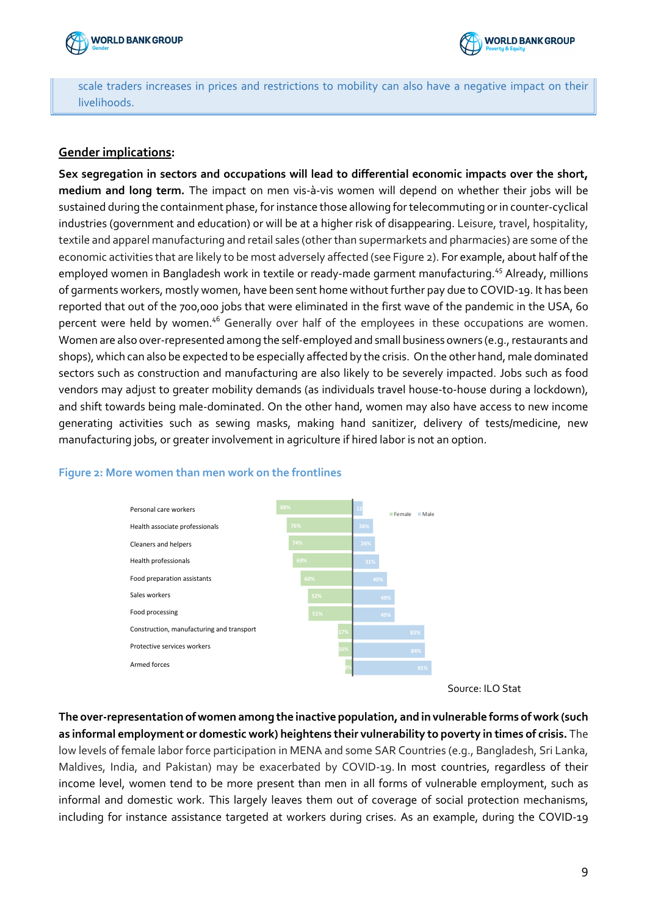scale traders increases in prices and restrictions to mobility can also have a negative impact on their livelihoods.

**Gender implications:**

**Sex segregation in sectors and occupations will lead to differential economic impacts over the short, medium and long term.** The impact on men vis-à-vis women will depend on whether their jobs will be sustained during the containment phase, for instance those allowing for telecommuting or in counter-cyclical industries (government and education) or will be at a higher risk of disappearing. Leisure, travel, hospitality, textile and apparel manufacturing and retail sales (other than supermarkets and pharmacies) are some of the economic activities that are likely to be most adversely affected (see Figure 2). For example, about half of the employed women in Bangladesh work in textile or ready-made garment manufacturing.[45] Already, millions of garments workers, mostly women, have been sent home without further pay due to COVID-19. It has been reported that out of the 700,000 jobs that were eliminated in the first wave of the pandemic in the USA, 60 percent were held by women.[46] Generally over half of the employees in these occupations are women. Women are also over-represented among the self-employed and small business owners (e.g., restaurants and shops), which can also be expected to be especially affected by the crisis. On the other hand, male dominated sectors such as construction and manufacturing are also likely to be severely impacted. Jobs such as food vendors may adjust to greater mobility demands (as individuals travel house-to-house during a lockdown), and shift towards being male-dominated. On the other hand, women may also have access to new income generating activities such as sewing masks, making hand sanitizer, delivery of tests/medicine, new manufacturing jobs, or greater involvement in agriculture if hired labor is not an option.

**Figure 2: More women than men work on the frontlines**

| Occupation | Female | Male |
|---|---|---|
| Personal care workers | 88% | 12% |
| Health associate professionals | 76% | 24% |
| Cleaners and helpers | 74% | 26% |
| Health professionals | 69% | 31% |
| Food preparation assistants | 60% | 40% |
| Sales workers | 52% | 49% |
| Food processing | 51% | 49% |
| Construction, manufacturing and transport | 17% | 83% |
| Protective services workers | 16% | 84% |
| Armed forces | 9% | 91% |

Source: ILO Stat

**The over-representation of women among the inactive population, and in vulnerable forms of work (such as informal employment or domestic work) heightens their vulnerability to poverty in times of crisis.** The low levels of female labor force participation in MENA and some SAR Countries (e.g., Bangladesh, Sri Lanka, Maldives, India, and Pakistan) may be exacerbated by COVID-19. In most countries, regardless of their income level, women tend to be more present than men in all forms of vulnerable employment, such as informal and domestic work. This largely leaves them out of coverage of social protection mechanisms, including for instance assistance targeted at workers during crises. As an example, during the COVID-19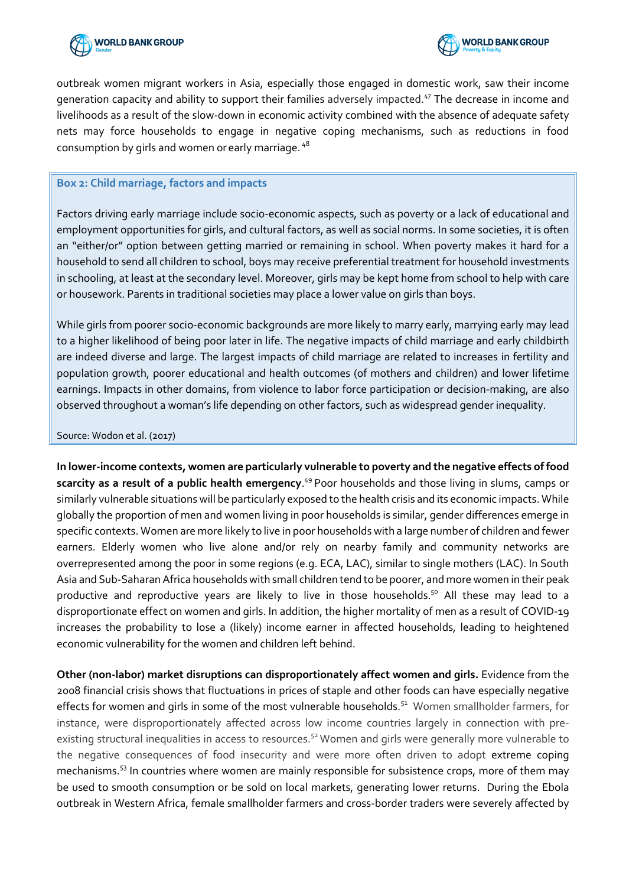outbreak women migrant workers in Asia, especially those engaged in domestic work, saw their income generation capacity and ability to support their families adversely impacted.[47] The decrease in income and livelihoods as a result of the slow-down in economic activity combined with the absence of adequate safety nets may force households to engage in negative coping mechanisms, such as reductions in food consumption by girls and women or early marriage.[48]

> **Box 2: Child marriage, factors and impacts**
>
> Factors driving early marriage include socio-economic aspects, such as poverty or a lack of educational and employment opportunities for girls, and cultural factors, as well as social norms. In some societies, it is often an "either/or" option between getting married or remaining in school. When poverty makes it hard for a household to send all children to school, boys may receive preferential treatment for household investments in schooling, at least at the secondary level. Moreover, girls may be kept home from school to help with care or housework. Parents in traditional societies may place a lower value on girls than boys.
>
> While girls from poorer socio-economic backgrounds are more likely to marry early, marrying early may lead to a higher likelihood of being poor later in life. The negative impacts of child marriage and early childbirth are indeed diverse and large. The largest impacts of child marriage are related to increases in fertility and population growth, poorer educational and health outcomes (of mothers and children) and lower lifetime earnings. Impacts in other domains, from violence to labor force participation or decision-making, are also observed throughout a woman's life depending on other factors, such as widespread gender inequality.
>
> Source: Wodon et al. (2017)

**In lower-income contexts, women are particularly vulnerable to poverty and the negative effects of food scarcity as a result of a public health emergency**.[49] Poor households and those living in slums, camps or similarly vulnerable situations will be particularly exposed to the health crisis and its economic impacts. While globally the proportion of men and women living in poor households is similar, gender differences emerge in specific contexts. Women are more likely to live in poor households with a large number of children and fewer earners. Elderly women who live alone and/or rely on nearby family and community networks are overrepresented among the poor in some regions (e.g. ECA, LAC), similar to single mothers (LAC). In South Asia and Sub-Saharan Africa households with small children tend to be poorer, and more women in their peak productive and reproductive years are likely to live in those households.[50] All these may lead to a disproportionate effect on women and girls. In addition, the higher mortality of men as a result of COVID-19 increases the probability to lose a (likely) income earner in affected households, leading to heightened economic vulnerability for the women and children left behind.

**Other (non-labor) market disruptions can disproportionately affect women and girls.** Evidence from the 2008 financial crisis shows that fluctuations in prices of staple and other foods can have especially negative effects for women and girls in some of the most vulnerable households.[51] Women smallholder farmers, for instance, were disproportionately affected across low income countries largely in connection with pre-existing structural inequalities in access to resources.[52] Women and girls were generally more vulnerable to the negative consequences of food insecurity and were more often driven to adopt extreme coping mechanisms.[53] In countries where women are mainly responsible for subsistence crops, more of them may be used to smooth consumption or be sold on local markets, generating lower returns. During the Ebola outbreak in Western Africa, female smallholder farmers and cross-border traders were severely affected by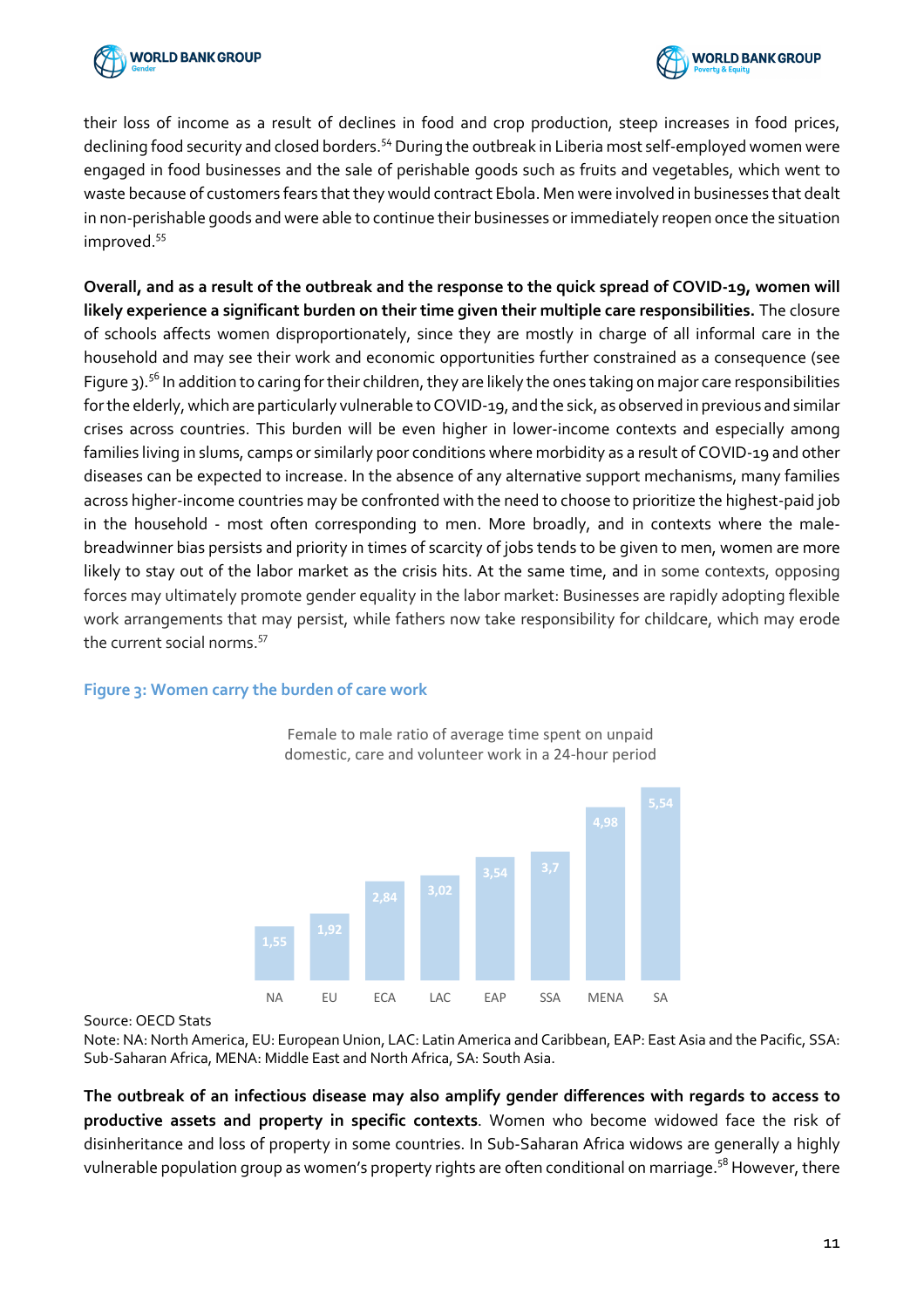their loss of income as a result of declines in food and crop production, steep increases in food prices, declining food security and closed borders.[54] During the outbreak in Liberia most self-employed women were engaged in food businesses and the sale of perishable goods such as fruits and vegetables, which went to waste because of customers fears that they would contract Ebola. Men were involved in businesses that dealt in non-perishable goods and were able to continue their businesses or immediately reopen once the situation improved.[55]

**Overall, and as a result of the outbreak and the response to the quick spread of COVID-19, women will likely experience a significant burden on their time given their multiple care responsibilities.** The closure of schools affects women disproportionately, since they are mostly in charge of all informal care in the household and may see their work and economic opportunities further constrained as a consequence (see Figure 3).[56] In addition to caring for their children, they are likely the ones taking on major care responsibilities for the elderly, which are particularly vulnerable to COVID-19, and the sick, as observed in previous and similar crises across countries. This burden will be even higher in lower-income contexts and especially among families living in slums, camps or similarly poor conditions where morbidity as a result of COVID-19 and other diseases can be expected to increase. In the absence of any alternative support mechanisms, many families across higher-income countries may be confronted with the need to choose to prioritize the highest-paid job in the household - most often corresponding to men. More broadly, and in contexts where the male-breadwinner bias persists and priority in times of scarcity of jobs tends to be given to men, women are more likely to stay out of the labor market as the crisis hits. At the same time, and in some contexts, opposing forces may ultimately promote gender equality in the labor market: Businesses are rapidly adopting flexible work arrangements that may persist, while fathers now take responsibility for childcare, which may erode the current social norms.[57]

**Figure 3: Women carry the burden of care work**

Female to male ratio of average time spent on unpaid domestic, care and volunteer work in a 24-hour period

| Region | Ratio |
|---|---|
| NA | 1,55 |
| EU | 1,92 |
| ECA | 2,84 |
| LAC | 3,02 |
| EAP | 3,54 |
| SSA | 3,7 |
| MENA | 4,98 |
| SA | 5,54 |

Source: OECD Stats

Note: NA: North America, EU: European Union, LAC: Latin America and Caribbean, EAP: East Asia and the Pacific, SSA: Sub-Saharan Africa, MENA: Middle East and North Africa, SA: South Asia.

**The outbreak of an infectious disease may also amplify gender differences with regards to access to productive assets and property in specific contexts**. Women who become widowed face the risk of disinheritance and loss of property in some countries. In Sub-Saharan Africa widows are generally a highly vulnerable population group as women's property rights are often conditional on marriage.[58] However, there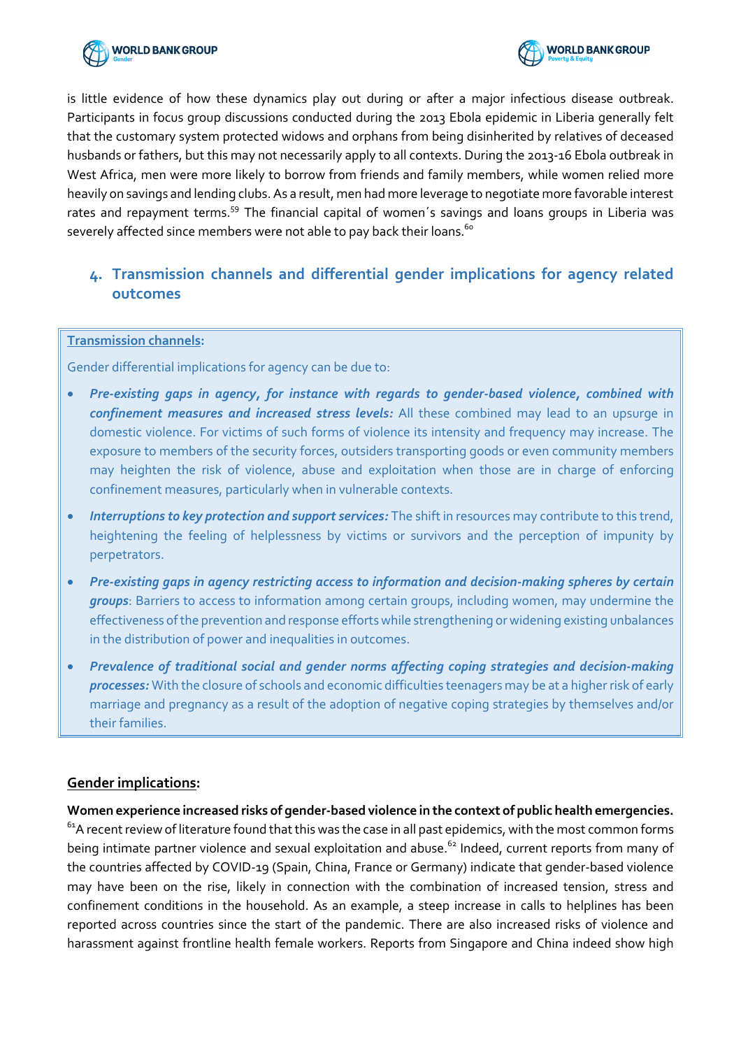is little evidence of how these dynamics play out during or after a major infectious disease outbreak. Participants in focus group discussions conducted during the 2013 Ebola epidemic in Liberia generally felt that the customary system protected widows and orphans from being disinherited by relatives of deceased husbands or fathers, but this may not necessarily apply to all contexts. During the 2013-16 Ebola outbreak in West Africa, men were more likely to borrow from friends and family members, while women relied more heavily on savings and lending clubs. As a result, men had more leverage to negotiate more favorable interest rates and repayment terms.[59] The financial capital of women´s savings and loans groups in Liberia was severely affected since members were not able to pay back their loans.[60]

## 4. Transmission channels and differential gender implications for agency related outcomes

**Transmission channels:**

Gender differential implications for agency can be due to:

- ***Pre-existing gaps in agency, for instance with regards to gender-based violence, combined with confinement measures and increased stress levels:*** All these combined may lead to an upsurge in domestic violence. For victims of such forms of violence its intensity and frequency may increase. The exposure to members of the security forces, outsiders transporting goods or even community members may heighten the risk of violence, abuse and exploitation when those are in charge of enforcing confinement measures, particularly when in vulnerable contexts.
- ***Interruptions to key protection and support services:*** The shift in resources may contribute to this trend, heightening the feeling of helplessness by victims or survivors and the perception of impunity by perpetrators.
- ***Pre-existing gaps in agency restricting access to information and decision-making spheres by certain groups***: Barriers to access to information among certain groups, including women, may undermine the effectiveness of the prevention and response efforts while strengthening or widening existing unbalances in the distribution of power and inequalities in outcomes.
- ***Prevalence of traditional social and gender norms affecting coping strategies and decision-making processes:*** With the closure of schools and economic difficulties teenagers may be at a higher risk of early marriage and pregnancy as a result of the adoption of negative coping strategies by themselves and/or their families.

**Gender implications:**

**Women experience increased risks of gender-based violence in the context of public health emergencies.** [61]A recent review of literature found that this was the case in all past epidemics, with the most common forms being intimate partner violence and sexual exploitation and abuse.[62] Indeed, current reports from many of the countries affected by COVID-19 (Spain, China, France or Germany) indicate that gender-based violence may have been on the rise, likely in connection with the combination of increased tension, stress and confinement conditions in the household. As an example, a steep increase in calls to helplines has been reported across countries since the start of the pandemic. There are also increased risks of violence and harassment against frontline health female workers. Reports from Singapore and China indeed show high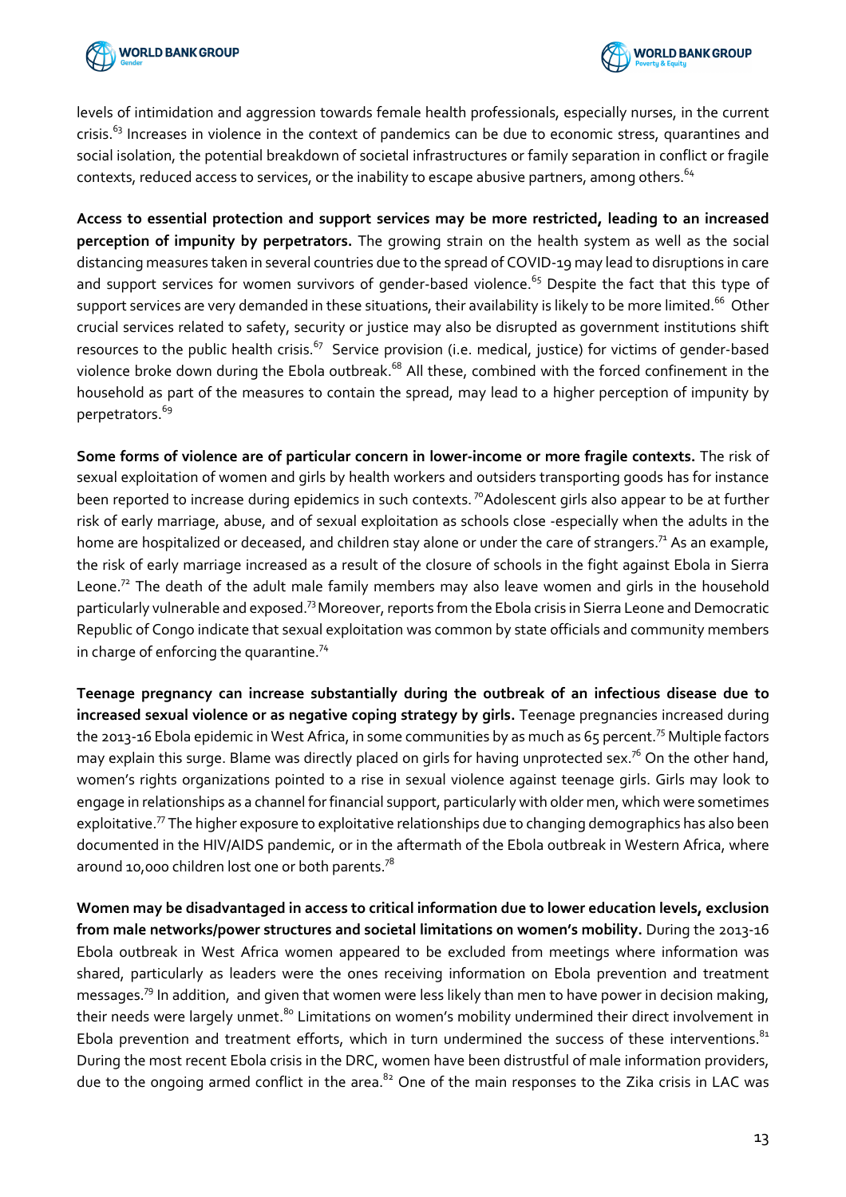levels of intimidation and aggression towards female health professionals, especially nurses, in the current crisis.[63] Increases in violence in the context of pandemics can be due to economic stress, quarantines and social isolation, the potential breakdown of societal infrastructures or family separation in conflict or fragile contexts, reduced access to services, or the inability to escape abusive partners, among others.[64]

**Access to essential protection and support services may be more restricted, leading to an increased perception of impunity by perpetrators.** The growing strain on the health system as well as the social distancing measures taken in several countries due to the spread of COVID-19 may lead to disruptions in care and support services for women survivors of gender-based violence.[65] Despite the fact that this type of support services are very demanded in these situations, their availability is likely to be more limited.[66] Other crucial services related to safety, security or justice may also be disrupted as government institutions shift resources to the public health crisis.[67] Service provision (i.e. medical, justice) for victims of gender-based violence broke down during the Ebola outbreak.[68] All these, combined with the forced confinement in the household as part of the measures to contain the spread, may lead to a higher perception of impunity by perpetrators.[69]

**Some forms of violence are of particular concern in lower-income or more fragile contexts.** The risk of sexual exploitation of women and girls by health workers and outsiders transporting goods has for instance been reported to increase during epidemics in such contexts.[70] Adolescent girls also appear to be at further risk of early marriage, abuse, and of sexual exploitation as schools close -especially when the adults in the home are hospitalized or deceased, and children stay alone or under the care of strangers.[71] As an example, the risk of early marriage increased as a result of the closure of schools in the fight against Ebola in Sierra Leone.[72] The death of the adult male family members may also leave women and girls in the household particularly vulnerable and exposed.[73] Moreover, reports from the Ebola crisis in Sierra Leone and Democratic Republic of Congo indicate that sexual exploitation was common by state officials and community members in charge of enforcing the quarantine.[74]

**Teenage pregnancy can increase substantially during the outbreak of an infectious disease due to increased sexual violence or as negative coping strategy by girls.** Teenage pregnancies increased during the 2013-16 Ebola epidemic in West Africa, in some communities by as much as 65 percent.[75] Multiple factors may explain this surge. Blame was directly placed on girls for having unprotected sex.[76] On the other hand, women's rights organizations pointed to a rise in sexual violence against teenage girls. Girls may look to engage in relationships as a channel for financial support, particularly with older men, which were sometimes exploitative.[77] The higher exposure to exploitative relationships due to changing demographics has also been documented in the HIV/AIDS pandemic, or in the aftermath of the Ebola outbreak in Western Africa, where around 10,000 children lost one or both parents.[78]

**Women may be disadvantaged in access to critical information due to lower education levels, exclusion from male networks/power structures and societal limitations on women's mobility.** During the 2013-16 Ebola outbreak in West Africa women appeared to be excluded from meetings where information was shared, particularly as leaders were the ones receiving information on Ebola prevention and treatment messages.[79] In addition, and given that women were less likely than men to have power in decision making, their needs were largely unmet.[80] Limitations on women's mobility undermined their direct involvement in Ebola prevention and treatment efforts, which in turn undermined the success of these interventions.[81] During the most recent Ebola crisis in the DRC, women have been distrustful of male information providers, due to the ongoing armed conflict in the area.[82] One of the main responses to the Zika crisis in LAC was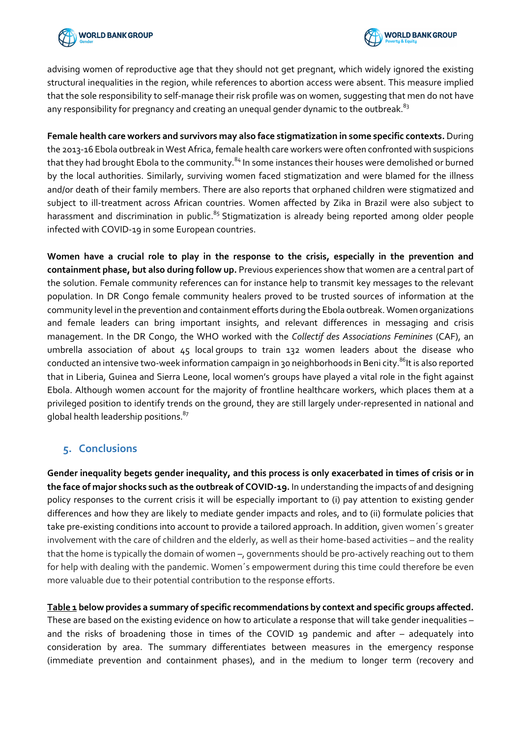advising women of reproductive age that they should not get pregnant, which widely ignored the existing structural inequalities in the region, while references to abortion access were absent. This measure implied that the sole responsibility to self-manage their risk profile was on women, suggesting that men do not have any responsibility for pregnancy and creating an unequal gender dynamic to the outbreak.[83]

**Female health care workers and survivors may also face stigmatization in some specific contexts.** During the 2013-16 Ebola outbreak in West Africa, female health care workers were often confronted with suspicions that they had brought Ebola to the community.[84] In some instances their houses were demolished or burned by the local authorities. Similarly, surviving women faced stigmatization and were blamed for the illness and/or death of their family members. There are also reports that orphaned children were stigmatized and subject to ill-treatment across African countries. Women affected by Zika in Brazil were also subject to harassment and discrimination in public.[85] Stigmatization is already being reported among older people infected with COVID-19 in some European countries.

**Women have a crucial role to play in the response to the crisis, especially in the prevention and containment phase, but also during follow up.** Previous experiences show that women are a central part of the solution. Female community references can for instance help to transmit key messages to the relevant population. In DR Congo female community healers proved to be trusted sources of information at the community level in the prevention and containment efforts during the Ebola outbreak. Women organizations and female leaders can bring important insights, and relevant differences in messaging and crisis management. In the DR Congo, the WHO worked with the *Collectif des Associations Feminines* (CAF), an umbrella association of about 45 local groups to train 132 women leaders about the disease who conducted an intensive two-week information campaign in 30 neighborhoods in Beni city.[86] It is also reported that in Liberia, Guinea and Sierra Leone, local women's groups have played a vital role in the fight against Ebola. Although women account for the majority of frontline healthcare workers, which places them at a privileged position to identify trends on the ground, they are still largely under-represented in national and global health leadership positions.[87]

## 5. Conclusions

**Gender inequality begets gender inequality, and this process is only exacerbated in times of crisis or in the face of major shocks such as the outbreak of COVID-19.** In understanding the impacts of and designing policy responses to the current crisis it will be especially important to (i) pay attention to existing gender differences and how they are likely to mediate gender impacts and roles, and to (ii) formulate policies that take pre-existing conditions into account to provide a tailored approach. In addition, given women´s greater involvement with the care of children and the elderly, as well as their home-based activities – and the reality that the home is typically the domain of women –, governments should be pro-actively reaching out to them for help with dealing with the pandemic. Women´s empowerment during this time could therefore be even more valuable due to their potential contribution to the response efforts.

**Table 1 below provides a summary of specific recommendations by context and specific groups affected.** These are based on the existing evidence on how to articulate a response that will take gender inequalities – and the risks of broadening those in times of the COVID 19 pandemic and after – adequately into consideration by area. The summary differentiates between measures in the emergency response (immediate prevention and containment phases), and in the medium to longer term (recovery and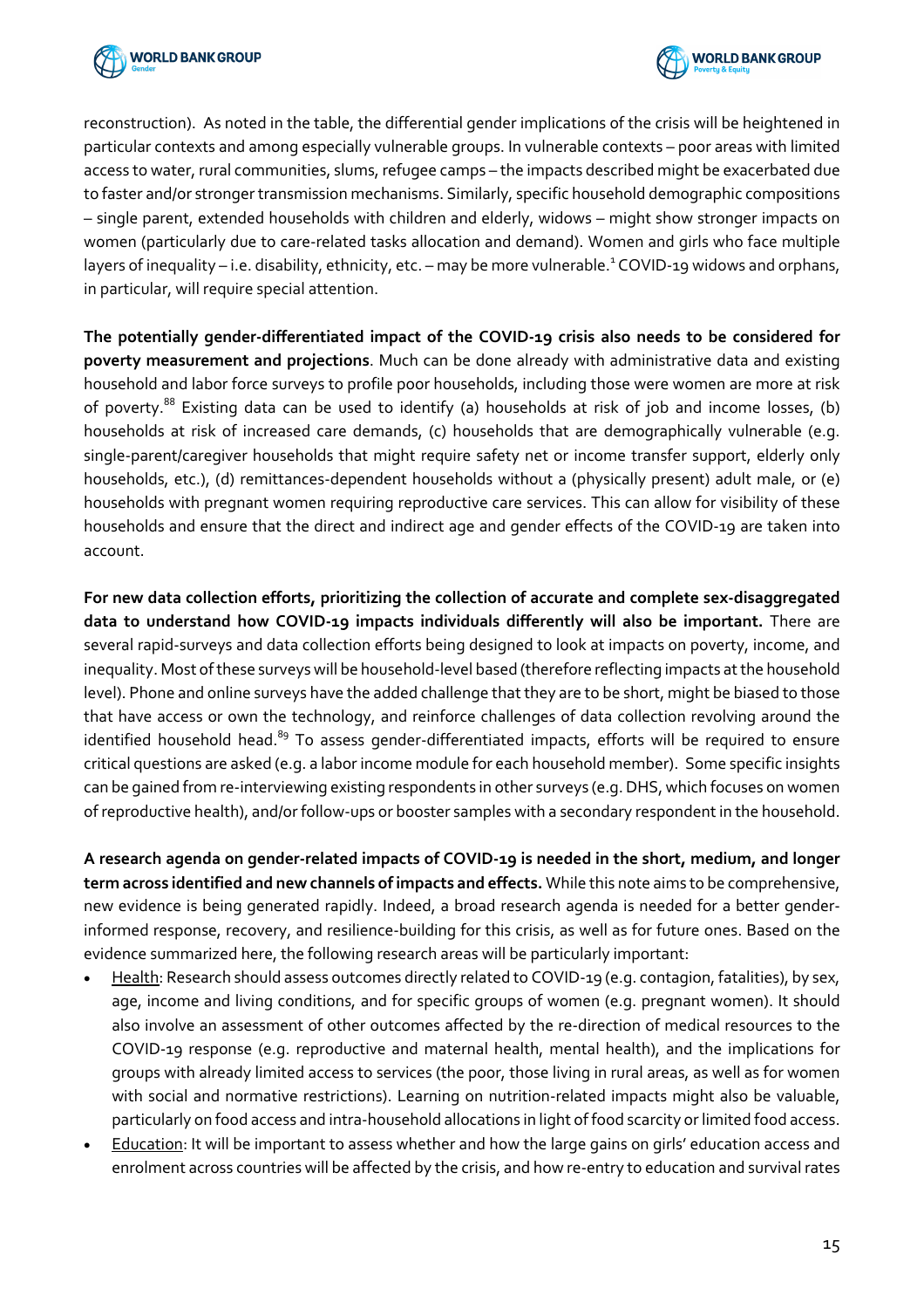reconstruction). As noted in the table, the differential gender implications of the crisis will be heightened in particular contexts and among especially vulnerable groups. In vulnerable contexts – poor areas with limited access to water, rural communities, slums, refugee camps – the impacts described might be exacerbated due to faster and/or stronger transmission mechanisms. Similarly, specific household demographic compositions – single parent, extended households with children and elderly, widows – might show stronger impacts on women (particularly due to care-related tasks allocation and demand). Women and girls who face multiple layers of inequality – i.e. disability, ethnicity, etc. – may be more vulnerable.[1] COVID-19 widows and orphans, in particular, will require special attention.

**The potentially gender-differentiated impact of the COVID-19 crisis also needs to be considered for poverty measurement and projections**. Much can be done already with administrative data and existing household and labor force surveys to profile poor households, including those were women are more at risk of poverty.[88] Existing data can be used to identify (a) households at risk of job and income losses, (b) households at risk of increased care demands, (c) households that are demographically vulnerable (e.g. single-parent/caregiver households that might require safety net or income transfer support, elderly only households, etc.), (d) remittances-dependent households without a (physically present) adult male, or (e) households with pregnant women requiring reproductive care services. This can allow for visibility of these households and ensure that the direct and indirect age and gender effects of the COVID-19 are taken into account.

**For new data collection efforts, prioritizing the collection of accurate and complete sex-disaggregated data to understand how COVID-19 impacts individuals differently will also be important.** There are several rapid-surveys and data collection efforts being designed to look at impacts on poverty, income, and inequality. Most of these surveys will be household-level based (therefore reflecting impacts at the household level). Phone and online surveys have the added challenge that they are to be short, might be biased to those that have access or own the technology, and reinforce challenges of data collection revolving around the identified household head.[89] To assess gender-differentiated impacts, efforts will be required to ensure critical questions are asked (e.g. a labor income module for each household member). Some specific insights can be gained from re-interviewing existing respondents in other surveys (e.g. DHS, which focuses on women of reproductive health), and/or follow-ups or booster samples with a secondary respondent in the household.

**A research agenda on gender-related impacts of COVID-19 is needed in the short, medium, and longer term across identified and new channels of impacts and effects.** While this note aims to be comprehensive, new evidence is being generated rapidly. Indeed, a broad research agenda is needed for a better gender-informed response, recovery, and resilience-building for this crisis, as well as for future ones. Based on the evidence summarized here, the following research areas will be particularly important:

- Health: Research should assess outcomes directly related to COVID-19 (e.g. contagion, fatalities), by sex, age, income and living conditions, and for specific groups of women (e.g. pregnant women). It should also involve an assessment of other outcomes affected by the re-direction of medical resources to the COVID-19 response (e.g. reproductive and maternal health, mental health), and the implications for groups with already limited access to services (the poor, those living in rural areas, as well as for women with social and normative restrictions). Learning on nutrition-related impacts might also be valuable, particularly on food access and intra-household allocations in light of food scarcity or limited food access.
- Education: It will be important to assess whether and how the large gains on girls' education access and enrolment across countries will be affected by the crisis, and how re-entry to education and survival rates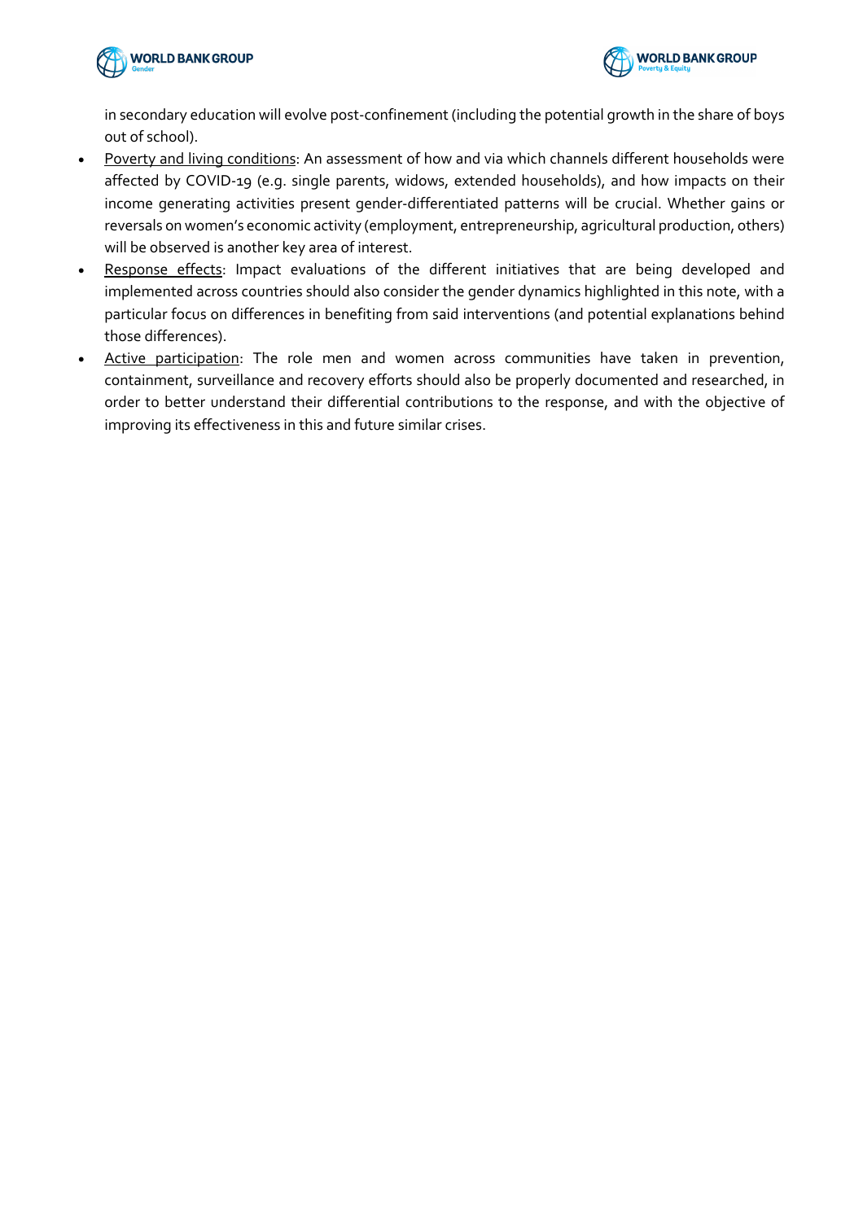in secondary education will evolve post-confinement (including the potential growth in the share of boys out of school).

- Poverty and living conditions: An assessment of how and via which channels different households were affected by COVID-19 (e.g. single parents, widows, extended households), and how impacts on their income generating activities present gender-differentiated patterns will be crucial. Whether gains or reversals on women's economic activity (employment, entrepreneurship, agricultural production, others) will be observed is another key area of interest.
- Response effects: Impact evaluations of the different initiatives that are being developed and implemented across countries should also consider the gender dynamics highlighted in this note, with a particular focus on differences in benefiting from said interventions (and potential explanations behind those differences).
- Active participation: The role men and women across communities have taken in prevention, containment, surveillance and recovery efforts should also be properly documented and researched, in order to better understand their differential contributions to the response, and with the objective of improving its effectiveness in this and future similar crises.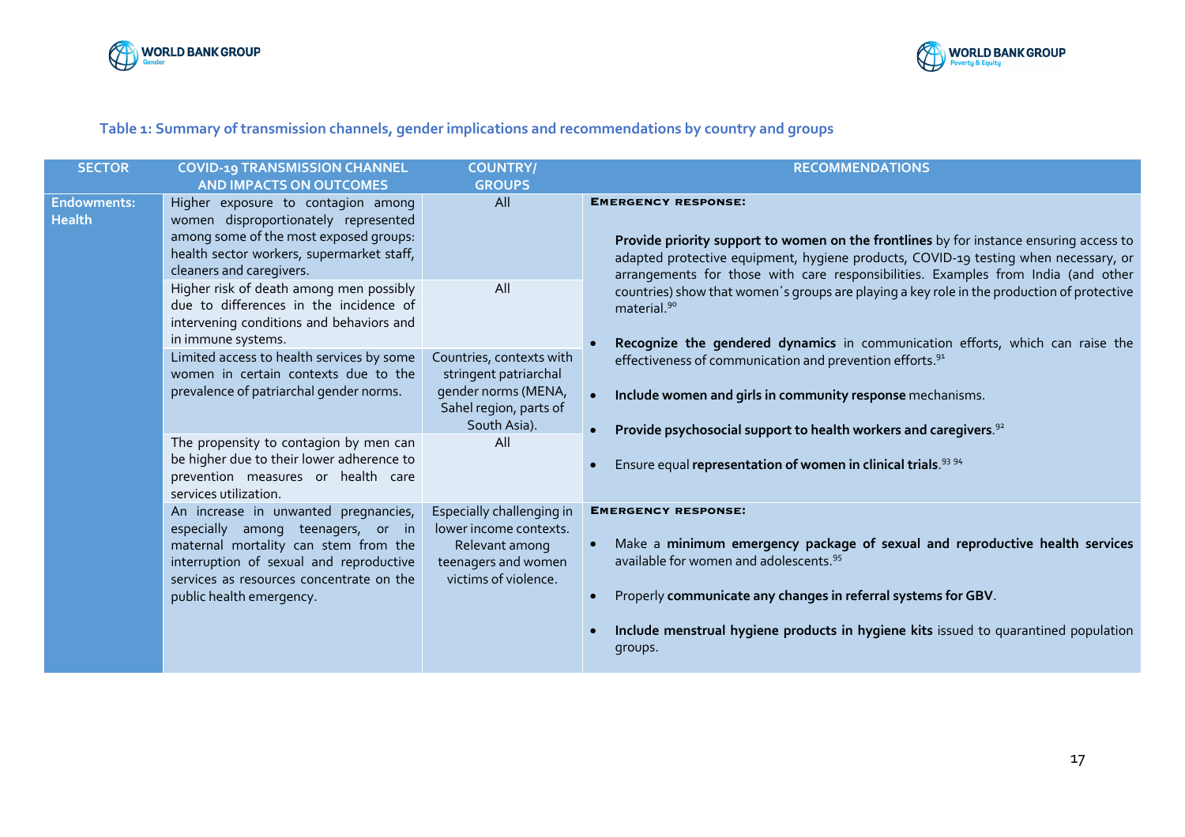### Table 1: Summary of transmission channels, gender implications and recommendations by country and groups

| SECTOR | COVID-19 TRANSMISSION CHANNEL AND IMPACTS ON OUTCOMES | COUNTRY/ GROUPS | RECOMMENDATIONS |
|---|---|---|---|
| **Endowments: Health** | Higher exposure to contagion among women disproportionately represented among some of the most exposed groups: health sector workers, supermarket staff, cleaners and caregivers. | All | **EMERGENCY RESPONSE:** <br> **Provide priority support to women on the frontlines** by for instance ensuring access to adapted protective equipment, hygiene products, COVID-19 testing when necessary, or arrangements for those with care responsibilities. Examples from India (and other countries) show that women´s groups are playing a key role in the production of protective material.[90] <br> • **Recognize the gendered dynamics** in communication efforts, which can raise the effectiveness of communication and prevention efforts.[91] <br> • **Include women and girls in community response** mechanisms. <br> • **Provide psychosocial support to health workers and caregivers**.[92] <br> • Ensure equal **representation of women in clinical trials**.[93] [94] |
| | Higher risk of death among men possibly due to differences in the incidence of intervening conditions and behaviors and in immune systems. | All | |
| | Limited access to health services by some women in certain contexts due to the prevalence of patriarchal gender norms. | Countries, contexts with stringent patriarchal gender norms (MENA, Sahel region, parts of South Asia). | |
| | The propensity to contagion by men can be higher due to their lower adherence to prevention measures or health care services utilization. | All | |
| | An increase in unwanted pregnancies, especially among teenagers, or in maternal mortality can stem from the interruption of sexual and reproductive services as resources concentrate on the public health emergency. | Especially challenging in lower income contexts. Relevant among teenagers and women victims of violence. | **EMERGENCY RESPONSE:** <br> • Make a **minimum emergency package of sexual and reproductive health services** available for women and adolescents.[95] <br> • Properly **communicate any changes in referral systems for GBV**. <br> • **Include menstrual hygiene products in hygiene kits** issued to quarantined population groups. |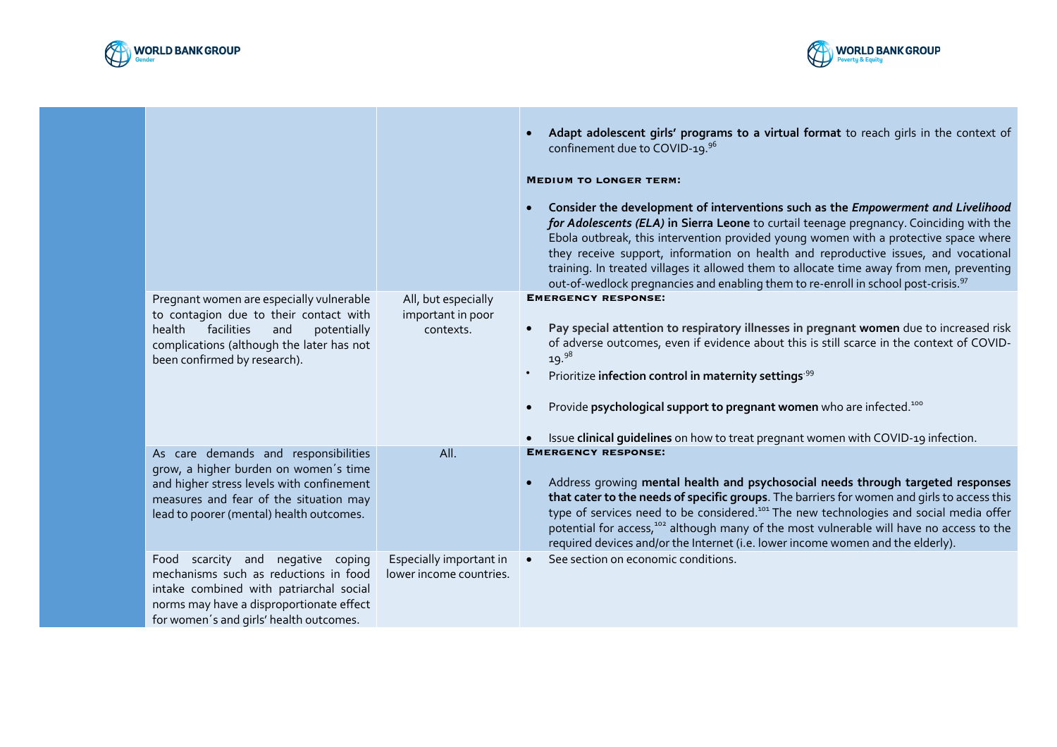| | | | |
|---|---|---|---|
| | | | • **Adapt adolescent girls' programs to a virtual format** to reach girls in the context of confinement due to COVID-19.[96]<br><br>**Medium to longer term:**<br><br>• **Consider the development of interventions such as the *Empowerment and Livelihood for Adolescents (ELA)* in Sierra Leone** to curtail teenage pregnancy. Coinciding with the Ebola outbreak, this intervention provided young women with a protective space where they receive support, information on health and reproductive issues, and vocational training. In treated villages it allowed them to allocate time away from men, preventing out-of-wedlock pregnancies and enabling them to re-enroll in school post-crisis.[97] |
| | Pregnant women are especially vulnerable to contagion due to their contact with health facilities and potentially complications (although the later has not been confirmed by research). | All, but especially important in poor contexts. | **Emergency response:**<br><br>• **Pay special attention to respiratory illnesses in pregnant women** due to increased risk of adverse outcomes, even if evidence about this is still scarce in the context of COVID-19.[98]<br>• Prioritize **infection control in maternity settings**.[99]<br>• Provide **psychological support to pregnant women** who are infected.[100]<br>• Issue **clinical guidelines** on how to treat pregnant women with COVID-19 infection. |
| | As care demands and responsibilities grow, a higher burden on women´s time and higher stress levels with confinement measures and fear of the situation may lead to poorer (mental) health outcomes. | All. | **Emergency response:**<br><br>• Address growing **mental health and psychosocial needs through targeted responses that cater to the needs of specific groups**. The barriers for women and girls to access this type of services need to be considered.[101] The new technologies and social media offer potential for access,[102] although many of the most vulnerable will have no access to the required devices and/or the Internet (i.e. lower income women and the elderly). |
| | Food scarcity and negative coping mechanisms such as reductions in food intake combined with patriarchal social norms may have a disproportionate effect for women´s and girls' health outcomes. | Especially important in lower income countries. | • See section on economic conditions. |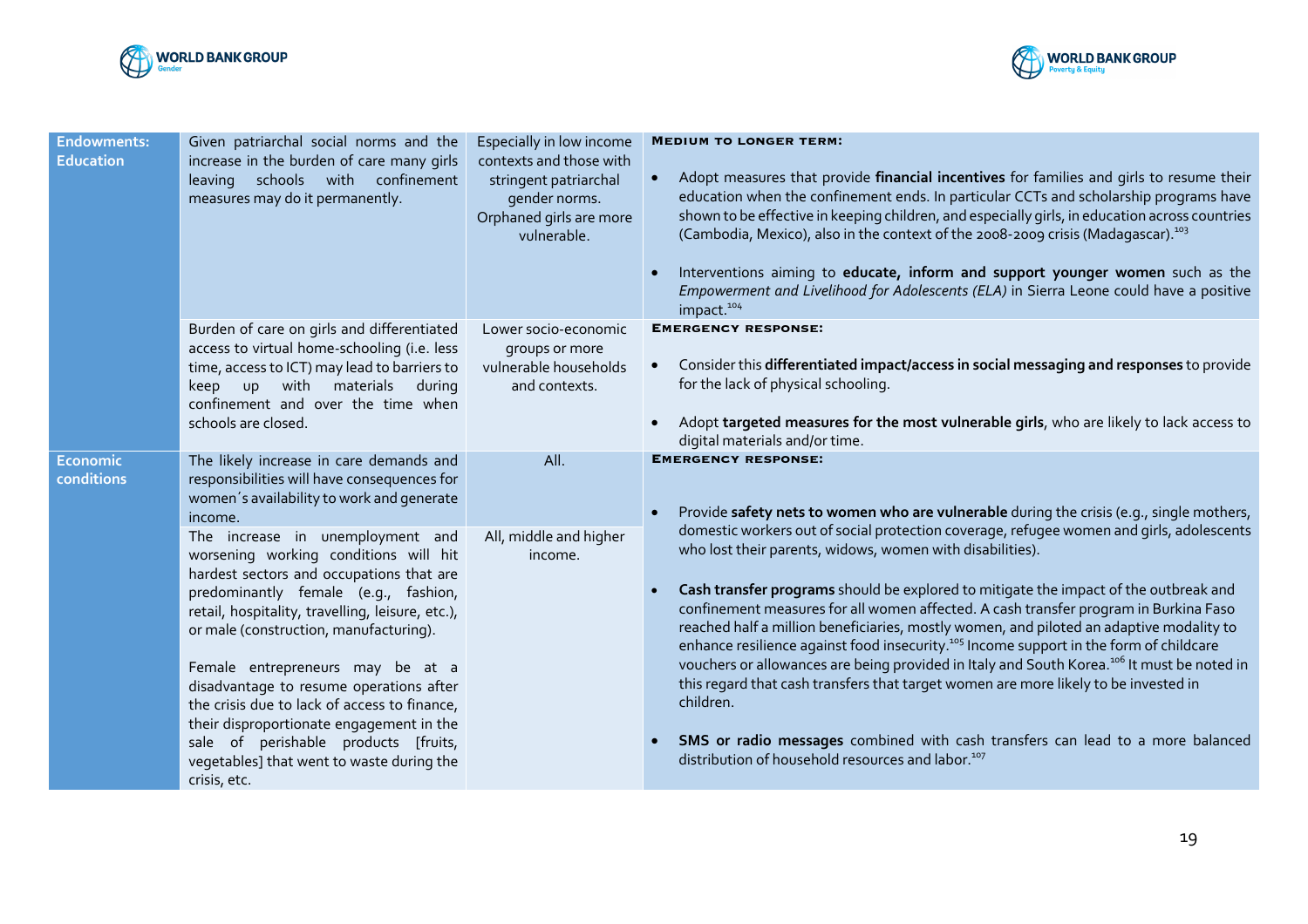| | | | |
|---|---|---|---|
| **Endowments: Education** | Given patriarchal social norms and the increase in the burden of care many girls leaving schools with confinement measures may do it permanently. | Especially in low income contexts and those with stringent patriarchal gender norms. Orphaned girls are more vulnerable. | **MEDIUM TO LONGER TERM:**<br><br>• Adopt measures that provide **financial incentives** for families and girls to resume their education when the confinement ends. In particular CCTs and scholarship programs have shown to be effective in keeping children, and especially girls, in education across countries (Cambodia, Mexico), also in the context of the 2008-2009 crisis (Madagascar).[103]<br><br>• Interventions aiming to **educate, inform and support younger women** such as the *Empowerment and Livelihood for Adolescents (ELA)* in Sierra Leone could have a positive impact.[104] |
| | Burden of care on girls and differentiated access to virtual home-schooling (i.e. less time, access to ICT) may lead to barriers to keep up with materials during confinement and over the time when schools are closed. | Lower socio-economic groups or more vulnerable households and contexts. | **EMERGENCY RESPONSE:**<br><br>• Consider this **differentiated impact/access in social messaging and responses** to provide for the lack of physical schooling.<br><br>• Adopt **targeted measures for the most vulnerable girls**, who are likely to lack access to digital materials and/or time. |
| **Economic conditions** | The likely increase in care demands and responsibilities will have consequences for women´s availability to work and generate income. | All. | **EMERGENCY RESPONSE:**<br><br>• Provide **safety nets to women who are vulnerable** during the crisis (e.g., single mothers, domestic workers out of social protection coverage, refugee women and girls, adolescents who lost their parents, widows, women with disabilities).<br><br>• **Cash transfer programs** should be explored to mitigate the impact of the outbreak and confinement measures for all women affected. A cash transfer program in Burkina Faso reached half a million beneficiaries, mostly women, and piloted an adaptive modality to enhance resilience against food insecurity.[105] Income support in the form of childcare vouchers or allowances are being provided in Italy and South Korea.[106] It must be noted in this regard that cash transfers that target women are more likely to be invested in children.<br><br>• **SMS or radio messages** combined with cash transfers can lead to a more balanced distribution of household resources and labor.[107] |
| | The increase in unemployment and worsening working conditions will hit hardest sectors and occupations that are predominantly female (e.g., fashion, retail, hospitality, travelling, leisure, etc.), or male (construction, manufacturing).<br><br>Female entrepreneurs may be at a disadvantage to resume operations after the crisis due to lack of access to finance, their disproportionate engagement in the sale of perishable products [fruits, vegetables] that went to waste during the crisis, etc. | All, middle and higher income. | |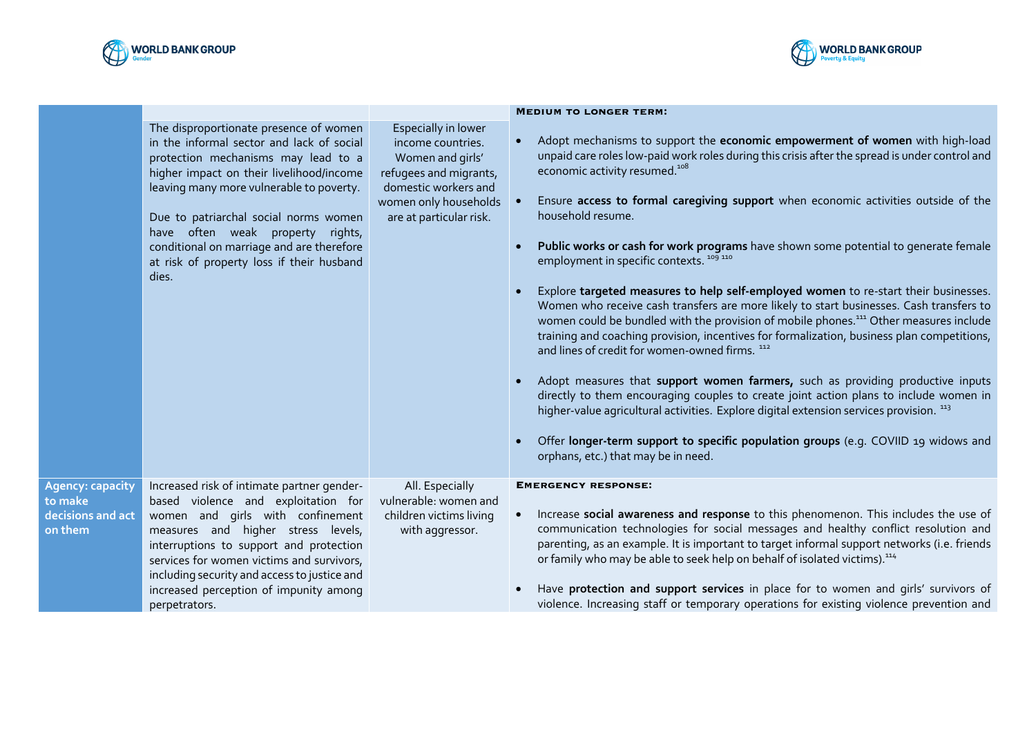| | | | |
|---|---|---|---|
| | The disproportionate presence of women in the informal sector and lack of social protection mechanisms may lead to a higher impact on their livelihood/income leaving many more vulnerable to poverty.<br><br>Due to patriarchal social norms women have often weak property rights, conditional on marriage and are therefore at risk of property loss if their husband dies. | Especially in lower income countries. Women and girls' refugees and migrants, domestic workers and women only households are at particular risk. | **Medium to longer term:**<br><br>• Adopt mechanisms to support the **economic empowerment of women** with high-load unpaid care roles low-paid work roles during this crisis after the spread is under control and economic activity resumed.[108]<br><br>• Ensure **access to formal caregiving support** when economic activities outside of the household resume.<br><br>• **Public works or cash for work programs** have shown some potential to generate female employment in specific contexts. [109] [110]<br><br>• Explore **targeted measures to help self-employed women** to re-start their businesses. Women who receive cash transfers are more likely to start businesses. Cash transfers to women could be bundled with the provision of mobile phones.[111] Other measures include training and coaching provision, incentives for formalization, business plan competitions, and lines of credit for women-owned firms. [112]<br><br>• Adopt measures that **support women farmers,** such as providing productive inputs directly to them encouraging couples to create joint action plans to include women in higher-value agricultural activities. Explore digital extension services provision. [113]<br><br>• Offer **longer-term support to specific population groups** (e.g. COVIID 19 widows and orphans, etc.) that may be in need. |
| **Agency: capacity to make decisions and act on them** | Increased risk of intimate partner gender-based violence and exploitation for women and girls with confinement measures and higher stress levels, interruptions to support and protection services for women victims and survivors, including security and access to justice and increased perception of impunity among perpetrators. | All. Especially vulnerable: women and children victims living with aggressor. | **Emergency response:**<br><br>• Increase **social awareness and response** to this phenomenon. This includes the use of communication technologies for social messages and healthy conflict resolution and parenting, as an example. It is important to target informal support networks (i.e. friends or family who may be able to seek help on behalf of isolated victims).[114]<br><br>• Have **protection and support services** in place for to women and girls' survivors of violence. Increasing staff or temporary operations for existing violence prevention and |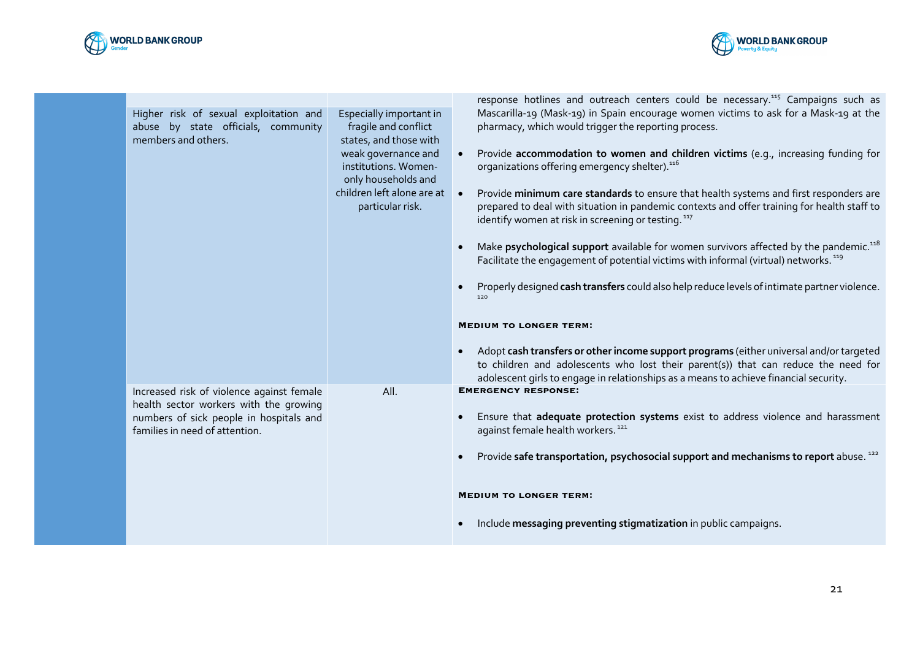| | | | |
|---|---|---|---|
| | Higher risk of sexual exploitation and abuse by state officials, community members and others. | Especially important in fragile and conflict states, and those with weak governance and institutions. Women-only households and children left alone are at particular risk. | response hotlines and outreach centers could be necessary.[115] Campaigns such as Mascarilla-19 (Mask-19) in Spain encourage women victims to ask for a Mask-19 at the pharmacy, which would trigger the reporting process.<br><br>• Provide **accommodation to women and children victims** (e.g., increasing funding for organizations offering emergency shelter).[116]<br><br>• Provide **minimum care standards** to ensure that health systems and first responders are prepared to deal with situation in pandemic contexts and offer training for health staff to identify women at risk in screening or testing.[117]<br><br>• Make **psychological support** available for women survivors affected by the pandemic.[118] Facilitate the engagement of potential victims with informal (virtual) networks.[119]<br><br>• Properly designed **cash transfers** could also help reduce levels of intimate partner violence.[120]<br><br>**MEDIUM TO LONGER TERM:**<br><br>• Adopt **cash transfers or other income support programs** (either universal and/or targeted to children and adolescents who lost their parent(s)) that can reduce the need for adolescent girls to engage in relationships as a means to achieve financial security. |
| | Increased risk of violence against female health sector workers with the growing numbers of sick people in hospitals and families in need of attention. | All. | **EMERGENCY RESPONSE:**<br><br>• Ensure that **adequate protection systems** exist to address violence and harassment against female health workers.[121]<br><br>• Provide **safe transportation, psychosocial support and mechanisms to report** abuse.[122]<br><br>**MEDIUM TO LONGER TERM:**<br><br>• Include **messaging preventing stigmatization** in public campaigns. |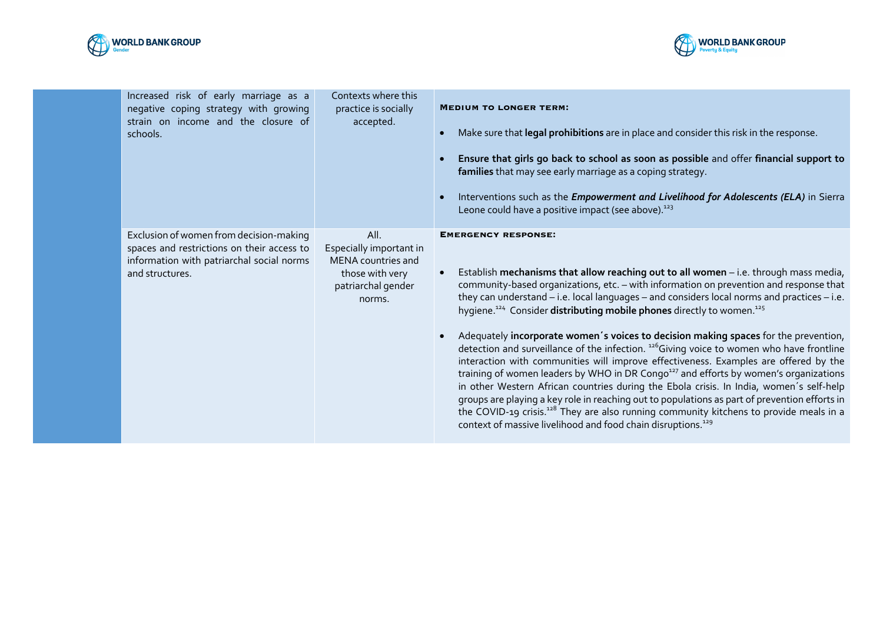| | | | |
|---|---|---|---|
| | Increased risk of early marriage as a negative coping strategy with growing strain on income and the closure of schools. | Contexts where this practice is socially accepted. | **MEDIUM TO LONGER TERM:**<br><br>• Make sure that **legal prohibitions** are in place and consider this risk in the response.<br><br>• **Ensure that girls go back to school as soon as possible** and offer **financial support to families** that may see early marriage as a coping strategy.<br><br>• Interventions such as the ***Empowerment and Livelihood for Adolescents (ELA)*** in Sierra Leone could have a positive impact (see above).[123] |
| | Exclusion of women from decision-making spaces and restrictions on their access to information with patriarchal social norms and structures. | All.<br>Especially important in MENA countries and those with very patriarchal gender norms. | **EMERGENCY RESPONSE:**<br><br>• Establish **mechanisms that allow reaching out to all women** – i.e. through mass media, community-based organizations, etc. – with information on prevention and response that they can understand – i.e. local languages – and considers local norms and practices – i.e. hygiene.[124] Consider **distributing mobile phones** directly to women.[125]<br><br>• Adequately **incorporate women´s voices to decision making spaces** for the prevention, detection and surveillance of the infection. [126]Giving voice to women who have frontline interaction with communities will improve effectiveness. Examples are offered by the training of women leaders by WHO in DR Congo[127] and efforts by women's organizations in other Western African countries during the Ebola crisis. In India, women´s self-help groups are playing a key role in reaching out to populations as part of prevention efforts in the COVID-19 crisis.[128] They are also running community kitchens to provide meals in a context of massive livelihood and food chain disruptions.[129] |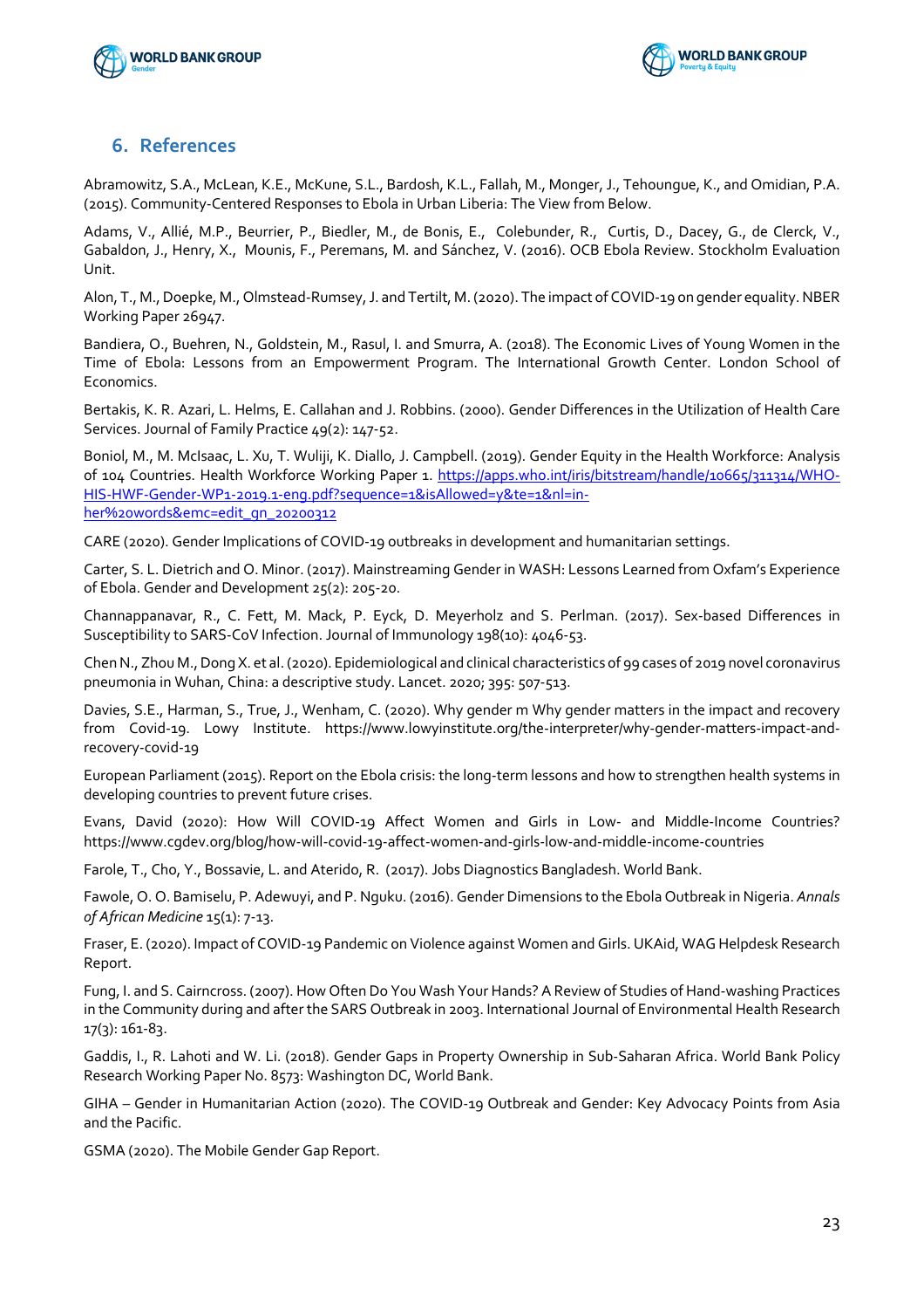## 6. References

Abramowitz, S.A., McLean, K.E., McKune, S.L., Bardosh, K.L., Fallah, M., Monger, J., Tehoungue, K., and Omidian, P.A. (2015). Community-Centered Responses to Ebola in Urban Liberia: The View from Below.

Adams, V., Allié, M.P., Beurrier, P., Biedler, M., de Bonis, E., Colebunder, R., Curtis, D., Dacey, G., de Clerck, V., Gabaldon, J., Henry, X., Mounis, F., Peremans, M. and Sánchez, V. (2016). OCB Ebola Review. Stockholm Evaluation Unit.

Alon, T., M., Doepke, M., Olmstead-Rumsey, J. and Tertilt, M. (2020). The impact of COVID-19 on gender equality. NBER Working Paper 26947.

Bandiera, O., Buehren, N., Goldstein, M., Rasul, I. and Smurra, A. (2018). The Economic Lives of Young Women in the Time of Ebola: Lessons from an Empowerment Program. The International Growth Center. London School of Economics.

Bertakis, K. R. Azari, L. Helms, E. Callahan and J. Robbins. (2000). Gender Differences in the Utilization of Health Care Services. Journal of Family Practice 49(2): 147-52.

Boniol, M., M. McIsaac, L. Xu, T. Wuliji, K. Diallo, J. Campbell. (2019). Gender Equity in the Health Workforce: Analysis of 104 Countries. Health Workforce Working Paper 1. https://apps.who.int/iris/bitstream/handle/10665/311314/WHO-HIS-HWF-Gender-WP1-2019.1-eng.pdf?sequence=1&isAllowed=y&te=1&nl=in-her%20words&emc=edit_gn_20200312

CARE (2020). Gender Implications of COVID-19 outbreaks in development and humanitarian settings.

Carter, S. L. Dietrich and O. Minor. (2017). Mainstreaming Gender in WASH: Lessons Learned from Oxfam's Experience of Ebola. Gender and Development 25(2): 205-20.

Channappanavar, R., C. Fett, M. Mack, P. Eyck, D. Meyerholz and S. Perlman. (2017). Sex-based Differences in Susceptibility to SARS-CoV Infection. Journal of Immunology 198(10): 4046-53.

Chen N., Zhou M., Dong X. et al. (2020). Epidemiological and clinical characteristics of 99 cases of 2019 novel coronavirus pneumonia in Wuhan, China: a descriptive study. Lancet. 2020; 395: 507-513.

Davies, S.E., Harman, S., True, J., Wenham, C. (2020). Why gender m Why gender matters in the impact and recovery from Covid-19. Lowy Institute. https://www.lowyinstitute.org/the-interpreter/why-gender-matters-impact-and-recovery-covid-19

European Parliament (2015). Report on the Ebola crisis: the long-term lessons and how to strengthen health systems in developing countries to prevent future crises.

Evans, David (2020): How Will COVID-19 Affect Women and Girls in Low- and Middle-Income Countries? https://www.cgdev.org/blog/how-will-covid-19-affect-women-and-girls-low-and-middle-income-countries

Farole, T., Cho, Y., Bossavie, L. and Aterido, R. (2017). Jobs Diagnostics Bangladesh. World Bank.

Fawole, O. O. Bamiselu, P. Adewuyi, and P. Nguku. (2016). Gender Dimensions to the Ebola Outbreak in Nigeria. *Annals of African Medicine* 15(1): 7-13.

Fraser, E. (2020). Impact of COVID-19 Pandemic on Violence against Women and Girls. UKAid, WAG Helpdesk Research Report.

Fung, I. and S. Cairncross. (2007). How Often Do You Wash Your Hands? A Review of Studies of Hand-washing Practices in the Community during and after the SARS Outbreak in 2003. International Journal of Environmental Health Research 17(3): 161-83.

Gaddis, I., R. Lahoti and W. Li. (2018). Gender Gaps in Property Ownership in Sub-Saharan Africa. World Bank Policy Research Working Paper No. 8573: Washington DC, World Bank.

GIHA – Gender in Humanitarian Action (2020). The COVID-19 Outbreak and Gender: Key Advocacy Points from Asia and the Pacific.

GSMA (2020). The Mobile Gender Gap Report.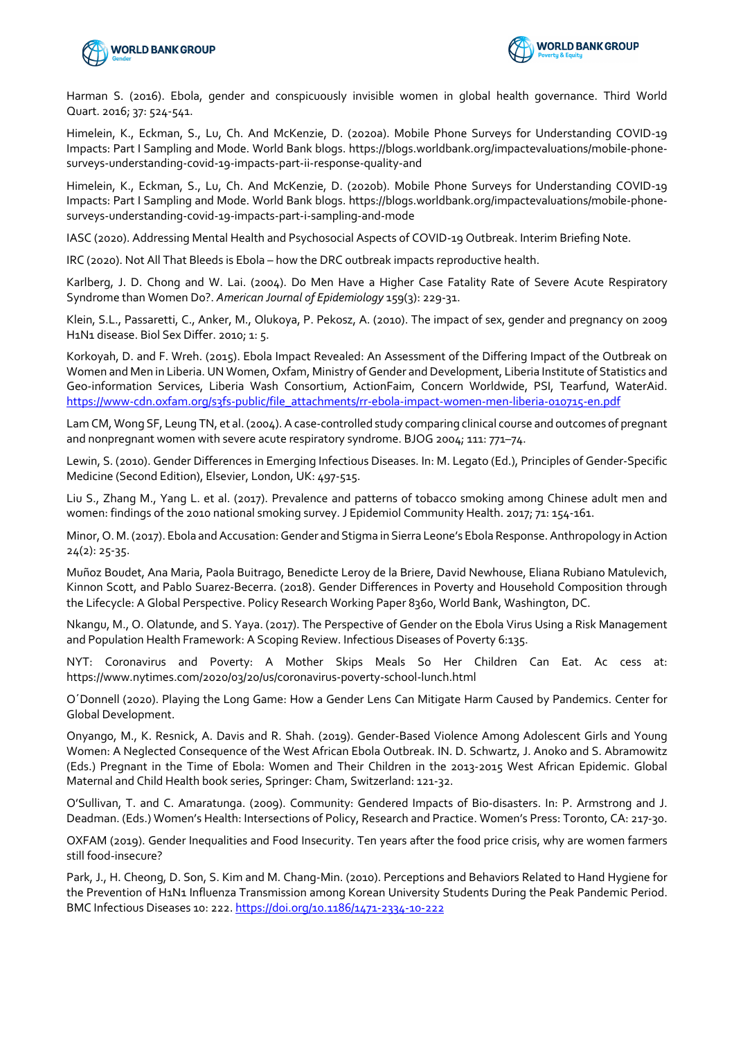Harman S. (2016). Ebola, gender and conspicuously invisible women in global health governance. Third World Quart. 2016; 37: 524-541.

Himelein, K., Eckman, S., Lu, Ch. And McKenzie, D. (2020a). Mobile Phone Surveys for Understanding COVID-19 Impacts: Part I Sampling and Mode. World Bank blogs. https://blogs.worldbank.org/impactevaluations/mobile-phone-surveys-understanding-covid-19-impacts-part-ii-response-quality-and

Himelein, K., Eckman, S., Lu, Ch. And McKenzie, D. (2020b). Mobile Phone Surveys for Understanding COVID-19 Impacts: Part I Sampling and Mode. World Bank blogs. https://blogs.worldbank.org/impactevaluations/mobile-phone-surveys-understanding-covid-19-impacts-part-i-sampling-and-mode

IASC (2020). Addressing Mental Health and Psychosocial Aspects of COVID-19 Outbreak. Interim Briefing Note.

IRC (2020). Not All That Bleeds is Ebola – how the DRC outbreak impacts reproductive health.

Karlberg, J. D. Chong and W. Lai. (2004). Do Men Have a Higher Case Fatality Rate of Severe Acute Respiratory Syndrome than Women Do?. *American Journal of Epidemiology* 159(3): 229-31.

Klein, S.L., Passaretti, C., Anker, M., Olukoya, P. Pekosz, A. (2010). The impact of sex, gender and pregnancy on 2009 H1N1 disease. Biol Sex Differ. 2010; 1: 5.

Korkoyah, D. and F. Wreh. (2015). Ebola Impact Revealed: An Assessment of the Differing Impact of the Outbreak on Women and Men in Liberia. UN Women, Oxfam, Ministry of Gender and Development, Liberia Institute of Statistics and Geo-information Services, Liberia Wash Consortium, ActionFaim, Concern Worldwide, PSI, Tearfund, WaterAid. https://www-cdn.oxfam.org/s3fs-public/file_attachments/rr-ebola-impact-women-men-liberia-010715-en.pdf

Lam CM, Wong SF, Leung TN, et al. (2004). A case-controlled study comparing clinical course and outcomes of pregnant and nonpregnant women with severe acute respiratory syndrome. BJOG 2004; 111: 771–74.

Lewin, S. (2010). Gender Differences in Emerging Infectious Diseases. In: M. Legato (Ed.), Principles of Gender-Specific Medicine (Second Edition), Elsevier, London, UK: 497-515.

Liu S., Zhang M., Yang L. et al. (2017). Prevalence and patterns of tobacco smoking among Chinese adult men and women: findings of the 2010 national smoking survey. J Epidemiol Community Health. 2017; 71: 154-161.

Minor, O. M. (2017). Ebola and Accusation: Gender and Stigma in Sierra Leone's Ebola Response. Anthropology in Action 24(2): 25-35.

Muñoz Boudet, Ana Maria, Paola Buitrago, Benedicte Leroy de la Briere, David Newhouse, Eliana Rubiano Matulevich, Kinnon Scott, and Pablo Suarez-Becerra. (2018). Gender Differences in Poverty and Household Composition through the Lifecycle: A Global Perspective. Policy Research Working Paper 8360, World Bank, Washington, DC.

Nkangu, M., O. Olatunde, and S. Yaya. (2017). The Perspective of Gender on the Ebola Virus Using a Risk Management and Population Health Framework: A Scoping Review. Infectious Diseases of Poverty 6:135.

NYT: Coronavirus and Poverty: A Mother Skips Meals So Her Children Can Eat. Ac cess at: https://www.nytimes.com/2020/03/20/us/coronavirus-poverty-school-lunch.html

O´Donnell (2020). Playing the Long Game: How a Gender Lens Can Mitigate Harm Caused by Pandemics. Center for Global Development.

Onyango, M., K. Resnick, A. Davis and R. Shah. (2019). Gender-Based Violence Among Adolescent Girls and Young Women: A Neglected Consequence of the West African Ebola Outbreak. IN. D. Schwartz, J. Anoko and S. Abramowitz (Eds.) Pregnant in the Time of Ebola: Women and Their Children in the 2013-2015 West African Epidemic. Global Maternal and Child Health book series, Springer: Cham, Switzerland: 121-32.

O'Sullivan, T. and C. Amaratunga. (2009). Community: Gendered Impacts of Bio-disasters. In: P. Armstrong and J. Deadman. (Eds.) Women's Health: Intersections of Policy, Research and Practice. Women's Press: Toronto, CA: 217-30.

OXFAM (2019). Gender Inequalities and Food Insecurity. Ten years after the food price crisis, why are women farmers still food-insecure?

Park, J., H. Cheong, D. Son, S. Kim and M. Chang-Min. (2010). Perceptions and Behaviors Related to Hand Hygiene for the Prevention of H1N1 Influenza Transmission among Korean University Students During the Peak Pandemic Period. BMC Infectious Diseases 10: 222. https://doi.org/10.1186/1471-2334-10-222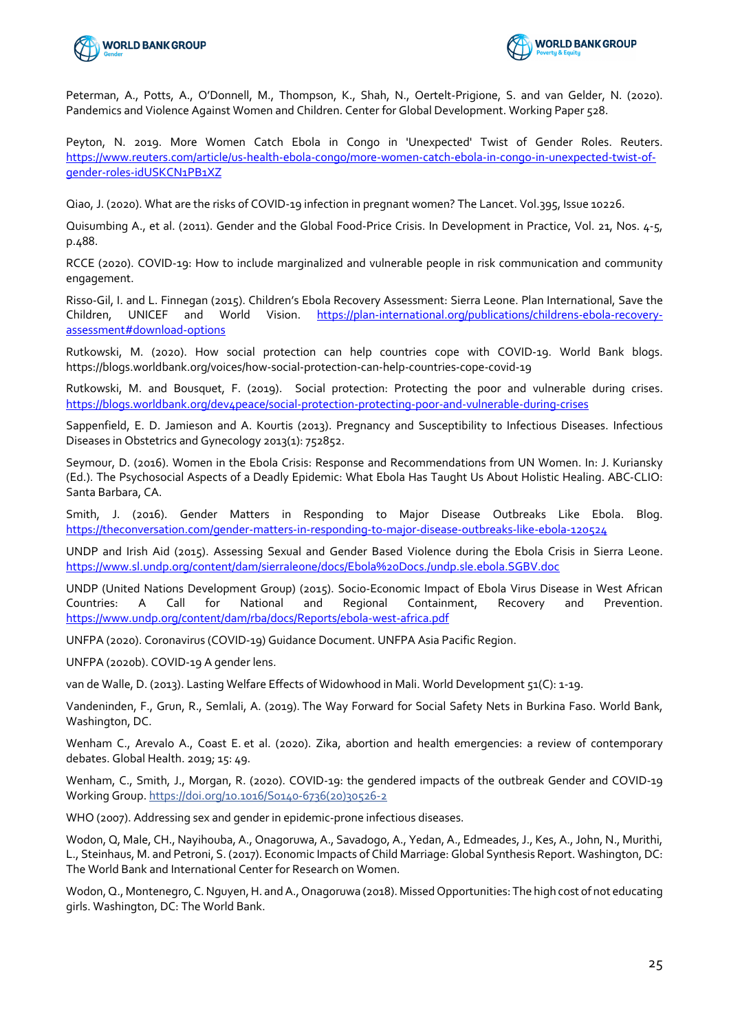Peterman, A., Potts, A., O'Donnell, M., Thompson, K., Shah, N., Oertelt-Prigione, S. and van Gelder, N. (2020). Pandemics and Violence Against Women and Children. Center for Global Development. Working Paper 528.

Peyton, N. 2019. More Women Catch Ebola in Congo in 'Unexpected' Twist of Gender Roles. Reuters. https://www.reuters.com/article/us-health-ebola-congo/more-women-catch-ebola-in-congo-in-unexpected-twist-of-gender-roles-idUSKCN1PB1XZ

Qiao, J. (2020). What are the risks of COVID-19 infection in pregnant women? The Lancet. Vol.395, Issue 10226.

Quisumbing A., et al. (2011). Gender and the Global Food-Price Crisis. In Development in Practice, Vol. 21, Nos. 4-5, p.488.

RCCE (2020). COVID-19: How to include marginalized and vulnerable people in risk communication and community engagement.

Risso-Gil, I. and L. Finnegan (2015). Children's Ebola Recovery Assessment: Sierra Leone. Plan International, Save the Children, UNICEF and World Vision. https://plan-international.org/publications/childrens-ebola-recovery-assessment#download-options

Rutkowski, M. (2020). How social protection can help countries cope with COVID-19. World Bank blogs. https://blogs.worldbank.org/voices/how-social-protection-can-help-countries-cope-covid-19

Rutkowski, M. and Bousquet, F. (2019). Social protection: Protecting the poor and vulnerable during crises. https://blogs.worldbank.org/dev4peace/social-protection-protecting-poor-and-vulnerable-during-crises

Sappenfield, E. D. Jamieson and A. Kourtis (2013). Pregnancy and Susceptibility to Infectious Diseases. Infectious Diseases in Obstetrics and Gynecology 2013(1): 752852.

Seymour, D. (2016). Women in the Ebola Crisis: Response and Recommendations from UN Women. In: J. Kuriansky (Ed.). The Psychosocial Aspects of a Deadly Epidemic: What Ebola Has Taught Us About Holistic Healing. ABC-CLIO: Santa Barbara, CA.

Smith, J. (2016). Gender Matters in Responding to Major Disease Outbreaks Like Ebola. Blog. https://theconversation.com/gender-matters-in-responding-to-major-disease-outbreaks-like-ebola-120524

UNDP and Irish Aid (2015). Assessing Sexual and Gender Based Violence during the Ebola Crisis in Sierra Leone. https://www.sl.undp.org/content/dam/sierraleone/docs/Ebola%20Docs./undp.sle.ebola.SGBV.doc

UNDP (United Nations Development Group) (2015). Socio-Economic Impact of Ebola Virus Disease in West African Countries: A Call for National and Regional Containment, Recovery and Prevention. https://www.undp.org/content/dam/rba/docs/Reports/ebola-west-africa.pdf

UNFPA (2020). Coronavirus (COVID-19) Guidance Document. UNFPA Asia Pacific Region.

UNFPA (2020b). COVID-19 A gender lens.

van de Walle, D. (2013). Lasting Welfare Effects of Widowhood in Mali. World Development 51(C): 1-19.

Vandeninden, F., Grun, R., Semlali, A. (2019). The Way Forward for Social Safety Nets in Burkina Faso. World Bank, Washington, DC.

Wenham C., Arevalo A., Coast E. et al. (2020). Zika, abortion and health emergencies: a review of contemporary debates. Global Health. 2019; 15: 49.

Wenham, C., Smith, J., Morgan, R. (2020). COVID-19: the gendered impacts of the outbreak Gender and COVID-19 Working Group. https://doi.org/10.1016/S0140-6736(20)30526-2

WHO (2007). Addressing sex and gender in epidemic-prone infectious diseases.

Wodon, Q, Male, CH., Nayihouba, A., Onagoruwa, A., Savadogo, A., Yedan, A., Edmeades, J., Kes, A., John, N., Murithi, L., Steinhaus, M. and Petroni, S. (2017). Economic Impacts of Child Marriage: Global Synthesis Report. Washington, DC: The World Bank and International Center for Research on Women.

Wodon, Q., Montenegro, C. Nguyen, H. and A., Onagoruwa (2018). Missed Opportunities: The high cost of not educating girls. Washington, DC: The World Bank.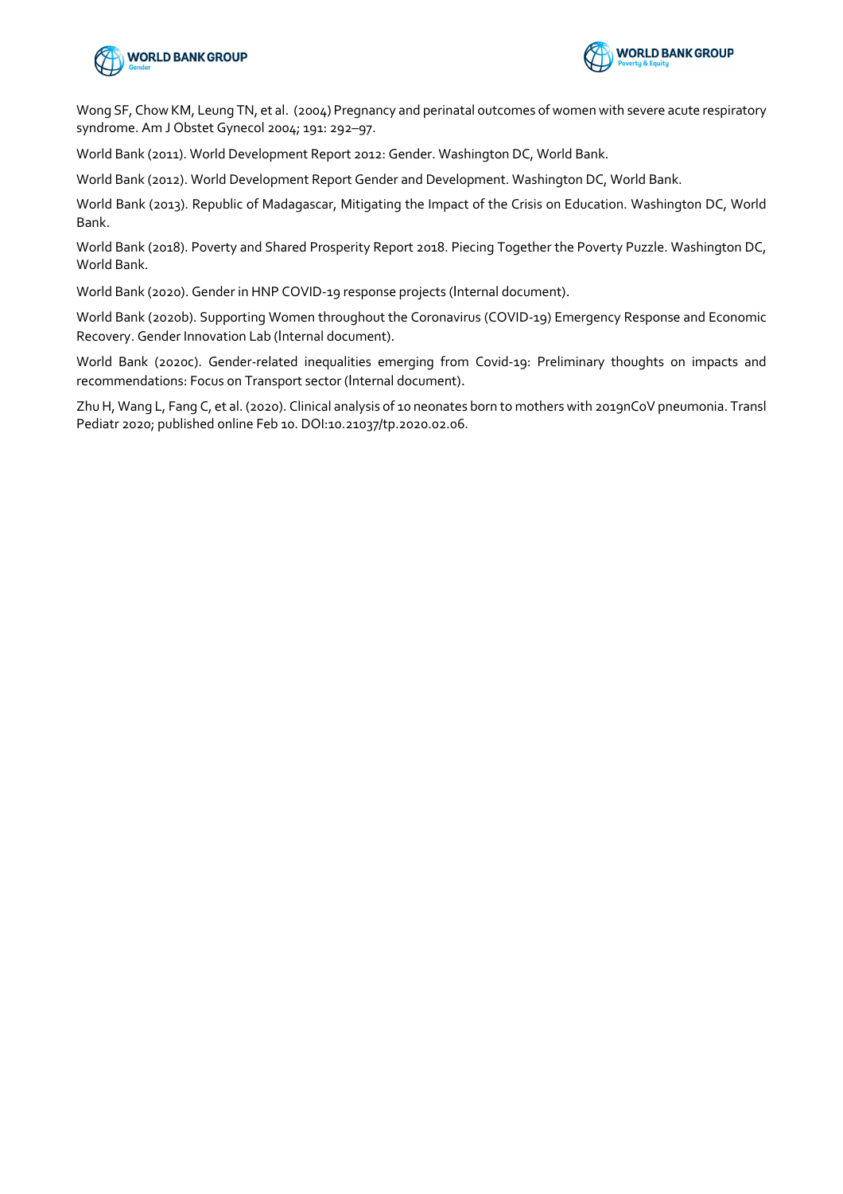Wong SF, Chow KM, Leung TN, et al.  (2004) Pregnancy and perinatal outcomes of women with severe acute respiratory syndrome. Am J Obstet Gynecol 2004; 191: 292–97.

World Bank (2011). World Development Report 2012: Gender. Washington DC, World Bank.

World Bank (2012). World Development Report Gender and Development. Washington DC, World Bank.

World Bank (2013). Republic of Madagascar, Mitigating the Impact of the Crisis on Education. Washington DC, World Bank.

World Bank (2018). Poverty and Shared Prosperity Report 2018. Piecing Together the Poverty Puzzle. Washington DC, World Bank.

World Bank (2020). Gender in HNP COVID-19 response projects (Internal document).

World Bank (2020b). Supporting Women throughout the Coronavirus (COVID-19) Emergency Response and Economic Recovery. Gender Innovation Lab (Internal document).

World Bank (2020c). Gender-related inequalities emerging from Covid-19: Preliminary thoughts on impacts and recommendations: Focus on Transport sector (Internal document).

Zhu H, Wang L, Fang C, et al. (2020). Clinical analysis of 10 neonates born to mothers with 2019nCoV pneumonia. Transl Pediatr 2020; published online Feb 10. DOI:10.21037/tp.2020.02.06.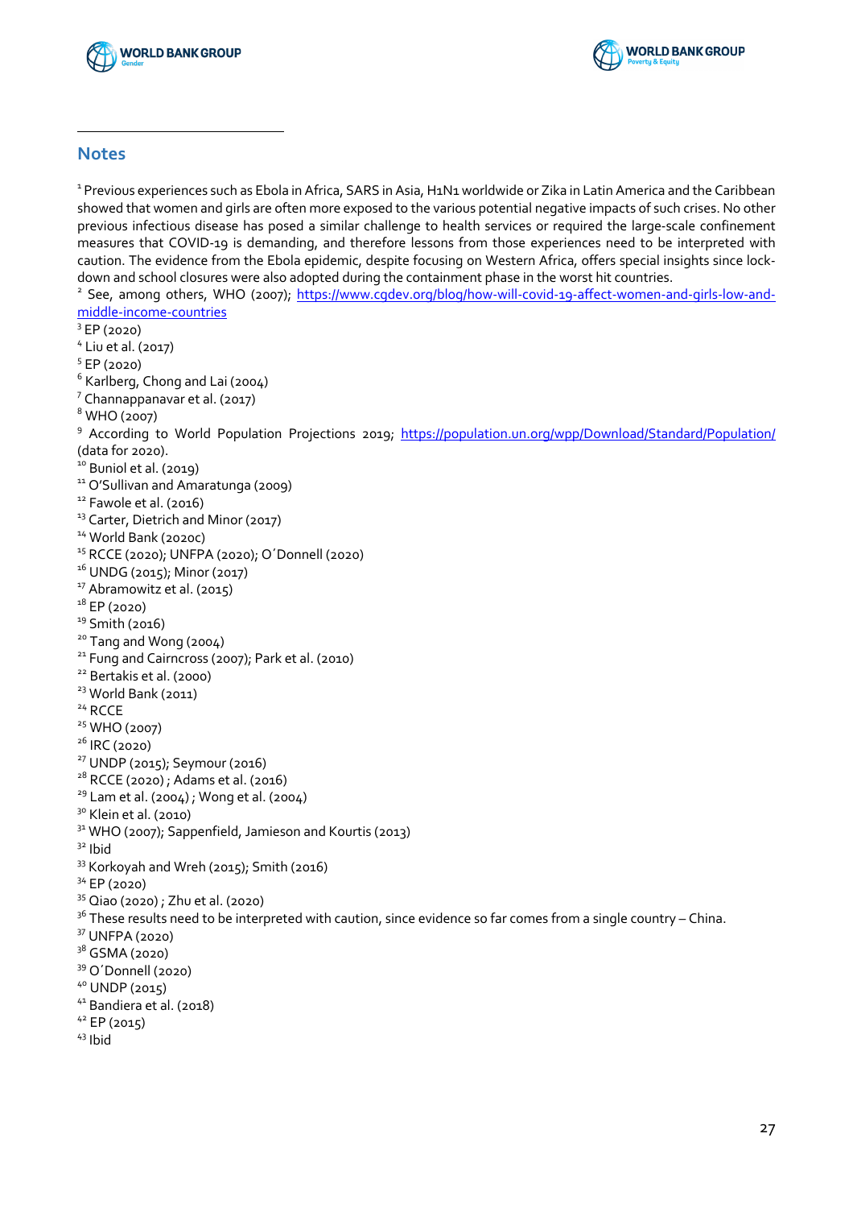## Notes

[1] Previous experiences such as Ebola in Africa, SARS in Asia, H1N1 worldwide or Zika in Latin America and the Caribbean showed that women and girls are often more exposed to the various potential negative impacts of such crises. No other previous infectious disease has posed a similar challenge to health services or required the large-scale confinement measures that COVID-19 is demanding, and therefore lessons from those experiences need to be interpreted with caution. The evidence from the Ebola epidemic, despite focusing on Western Africa, offers special insights since lock-down and school closures were also adopted during the containment phase in the worst hit countries.
[2] See, among others, WHO (2007); https://www.cgdev.org/blog/how-will-covid-19-affect-women-and-girls-low-and-middle-income-countries
[3] EP (2020)
[4] Liu et al. (2017)
[5] EP (2020)
[6] Karlberg, Chong and Lai (2004)
[7] Channappanavar et al. (2017)
[8] WHO (2007)
[9] According to World Population Projections 2019; https://population.un.org/wpp/Download/Standard/Population/ (data for 2020).
[10] Buniol et al. (2019)
[11] O'Sullivan and Amaratunga (2009)
[12] Fawole et al. (2016)
[13] Carter, Dietrich and Minor (2017)
[14] World Bank (2020c)
[15] RCCE (2020); UNFPA (2020); O´Donnell (2020)
[16] UNDG (2015); Minor (2017)
[17] Abramowitz et al. (2015)
[18] EP (2020)
[19] Smith (2016)
[20] Tang and Wong (2004)
[21] Fung and Cairncross (2007); Park et al. (2010)
[22] Bertakis et al. (2000)
[23] World Bank (2011)
[24] RCCE
[25] WHO (2007)
[26] IRC (2020)
[27] UNDP (2015); Seymour (2016)
[28] RCCE (2020) ; Adams et al. (2016)
[29] Lam et al. (2004) ; Wong et al. (2004)
[30] Klein et al. (2010)
[31] WHO (2007); Sappenfield, Jamieson and Kourtis (2013)
[32] Ibid
[33] Korkoyah and Wreh (2015); Smith (2016)
[34] EP (2020)
[35] Qiao (2020) ; Zhu et al. (2020)
[36] These results need to be interpreted with caution, since evidence so far comes from a single country – China.
[37] UNFPA (2020)
[38] GSMA (2020)
[39] O´Donnell (2020)
[40] UNDP (2015)
[41] Bandiera et al. (2018)
[42] EP (2015)
[43] Ibid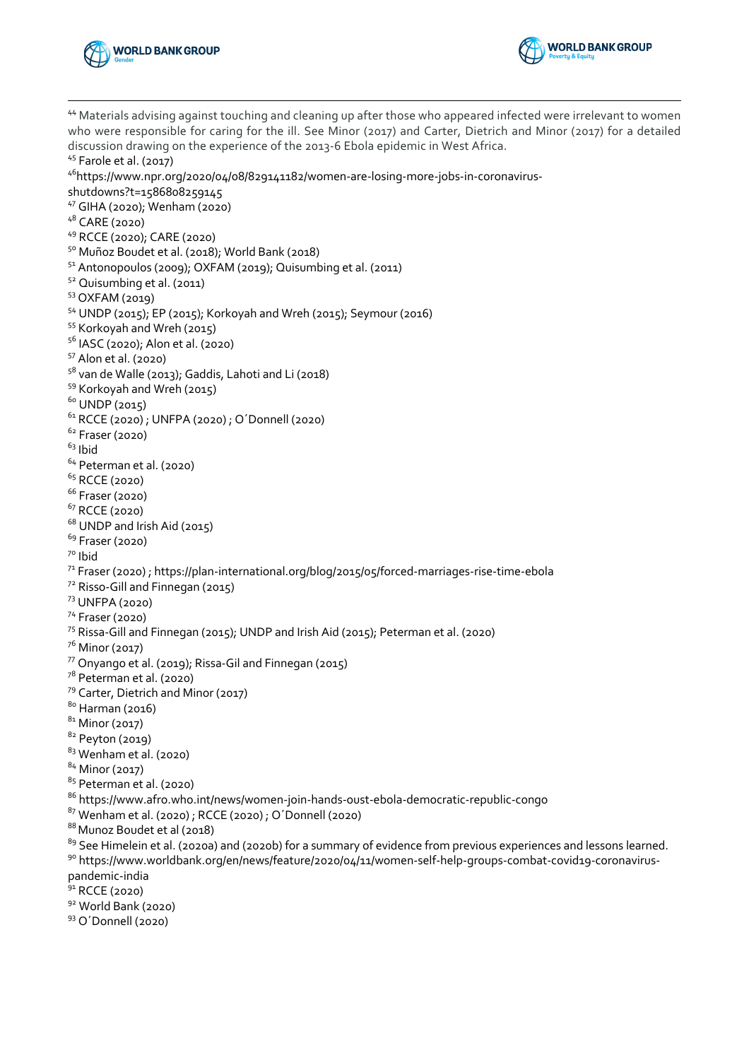[44] Materials advising against touching and cleaning up after those who appeared infected were irrelevant to women who were responsible for caring for the ill. See Minor (2017) and Carter, Dietrich and Minor (2017) for a detailed discussion drawing on the experience of the 2013-6 Ebola epidemic in West Africa.
[45] Farole et al. (2017)
[46] https://www.npr.org/2020/04/08/829141182/women-are-losing-more-jobs-in-coronavirus-shutdowns?t=1586808259145
[47] GIHA (2020); Wenham (2020)
[48] CARE (2020)
[49] RCCE (2020); CARE (2020)
[50] Muñoz Boudet et al. (2018); World Bank (2018)
[51] Antonopoulos (2009); OXFAM (2019); Quisumbing et al. (2011)
[52] Quisumbing et al. (2011)
[53] OXFAM (2019)
[54] UNDP (2015); EP (2015); Korkoyah and Wreh (2015); Seymour (2016)
[55] Korkoyah and Wreh (2015)
[56] IASC (2020); Alon et al. (2020)
[57] Alon et al. (2020)
[58] van de Walle (2013); Gaddis, Lahoti and Li (2018)
[59] Korkoyah and Wreh (2015)
[60] UNDP (2015)
[61] RCCE (2020) ; UNFPA (2020) ; O´Donnell (2020)
[62] Fraser (2020)
[63] Ibid
[64] Peterman et al. (2020)
[65] RCCE (2020)
[66] Fraser (2020)
[67] RCCE (2020)
[68] UNDP and Irish Aid (2015)
[69] Fraser (2020)
[70] Ibid
[71] Fraser (2020) ; https://plan-international.org/blog/2015/05/forced-marriages-rise-time-ebola
[72] Risso-Gill and Finnegan (2015)
[73] UNFPA (2020)
[74] Fraser (2020)
[75] Rissa-Gill and Finnegan (2015); UNDP and Irish Aid (2015); Peterman et al. (2020)
[76] Minor (2017)
[77] Onyango et al. (2019); Rissa-Gil and Finnegan (2015)
[78] Peterman et al. (2020)
[79] Carter, Dietrich and Minor (2017)
[80] Harman (2016)
[81] Minor (2017)
[82] Peyton (2019)
[83] Wenham et al. (2020)
[84] Minor (2017)
[85] Peterman et al. (2020)
[86] https://www.afro.who.int/news/women-join-hands-oust-ebola-democratic-republic-congo
[87] Wenham et al. (2020) ; RCCE (2020) ; O´Donnell (2020)
[88] Munoz Boudet et al (2018)
[89] See Himelein et al. (2020a) and (2020b) for a summary of evidence from previous experiences and lessons learned.
[90] https://www.worldbank.org/en/news/feature/2020/04/11/women-self-help-groups-combat-covid19-coronavirus-pandemic-india
[91] RCCE (2020)
[92] World Bank (2020)
[93] O´Donnell (2020)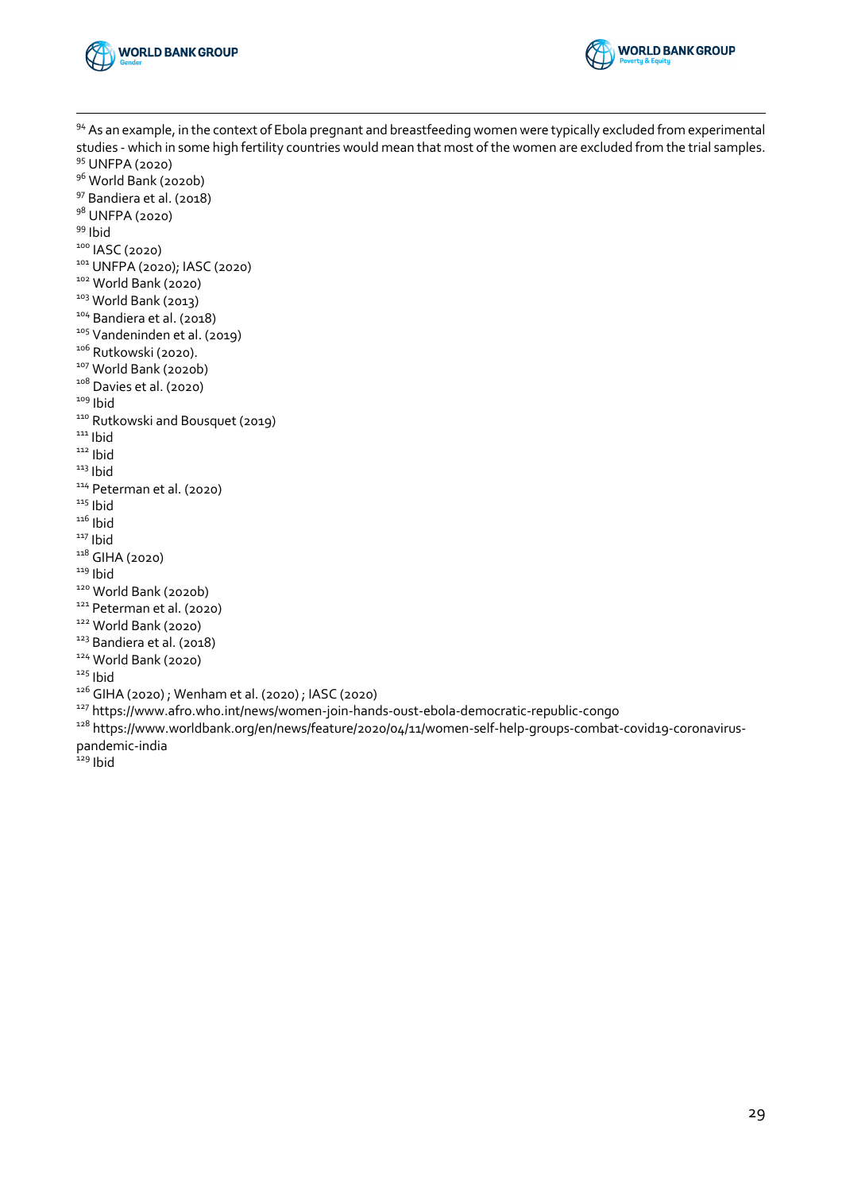[94] As an example, in the context of Ebola pregnant and breastfeeding women were typically excluded from experimental studies - which in some high fertility countries would mean that most of the women are excluded from the trial samples.
[95] UNFPA (2020)
[96] World Bank (2020b)
[97] Bandiera et al. (2018)
[98] UNFPA (2020)
[99] Ibid
[100] IASC (2020)
[101] UNFPA (2020); IASC (2020)
[102] World Bank (2020)
[103] World Bank (2013)
[104] Bandiera et al. (2018)
[105] Vandeninden et al. (2019)
[106] Rutkowski (2020).
[107] World Bank (2020b)
[108] Davies et al. (2020)
[109] Ibid
[110] Rutkowski and Bousquet (2019)
[111] Ibid
[112] Ibid
[113] Ibid
[114] Peterman et al. (2020)
[115] Ibid
[116] Ibid
[117] Ibid
[118] GIHA (2020)
[119] Ibid
[120] World Bank (2020b)
[121] Peterman et al. (2020)
[122] World Bank (2020)
[123] Bandiera et al. (2018)
[124] World Bank (2020)
[125] Ibid
[126] GIHA (2020) ; Wenham et al. (2020) ; IASC (2020)
[127] https://www.afro.who.int/news/women-join-hands-oust-ebola-democratic-republic-congo
[128] https://www.worldbank.org/en/news/feature/2020/04/11/women-self-help-groups-combat-covid19-coronavirus-pandemic-india
[129] Ibid